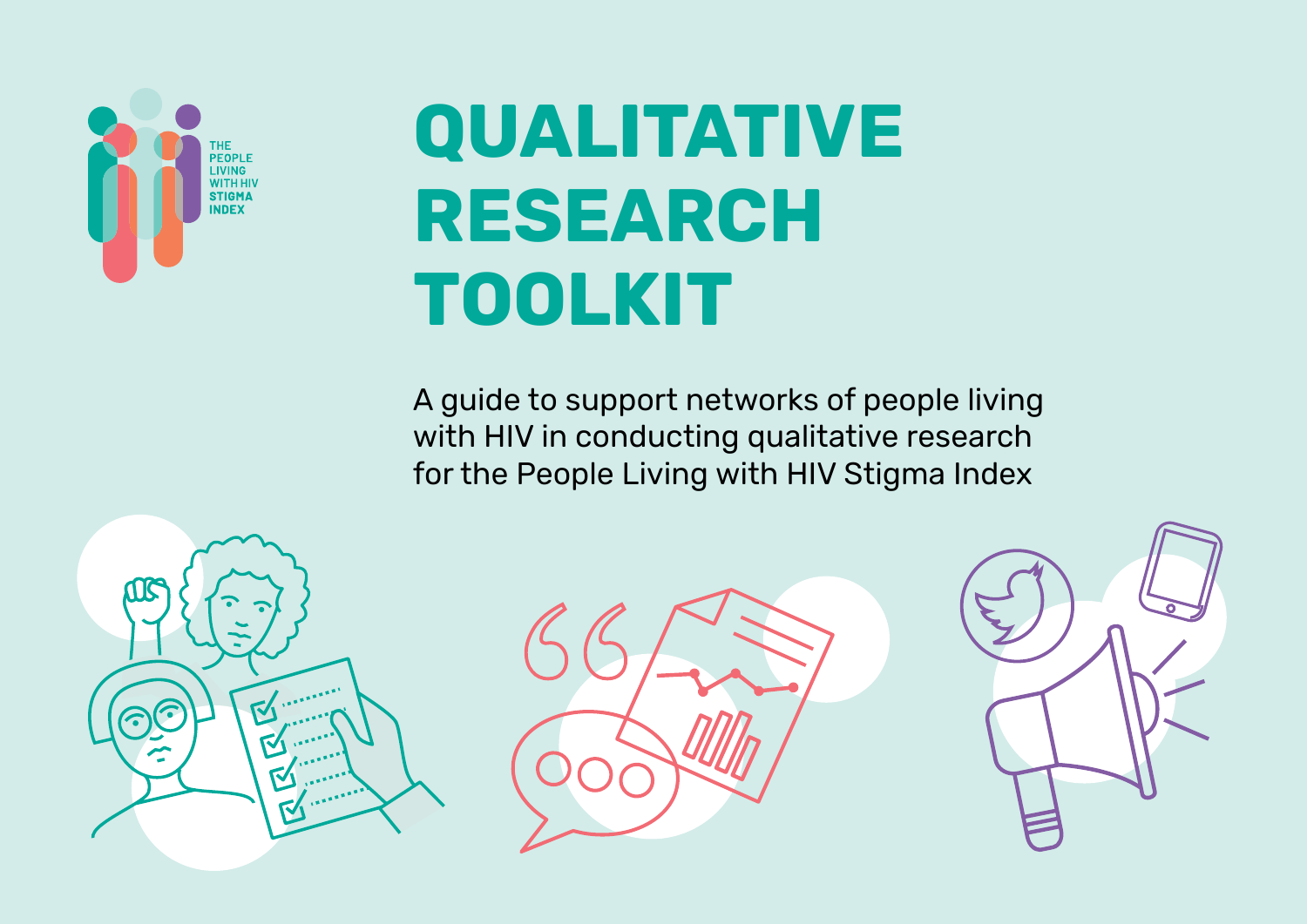THE PEOPLE LIVING WITH HIV STIGMA INDEX

# QUALITATIVE RESEARCH TOOLKIT

A guide to support networks of people living with HIV in conducting qualitative research for the People Living with HIV Stigma Index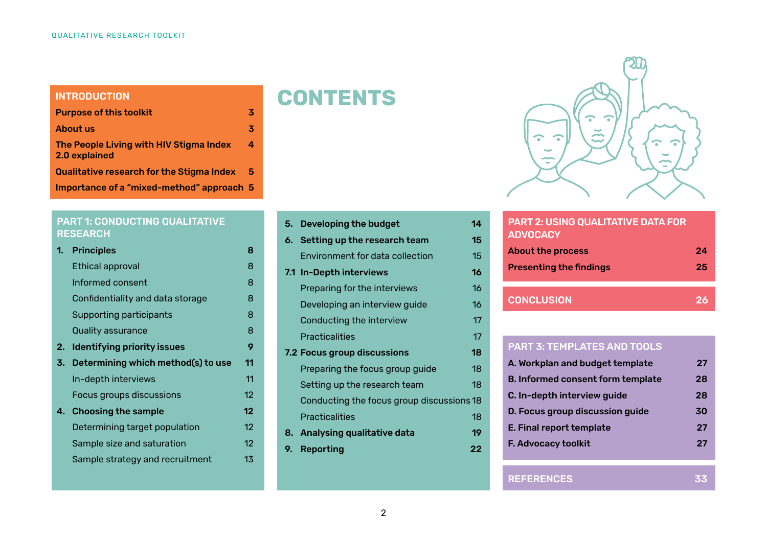# CONTENTS

## INTRODUCTION

| | |
|---|---|
| **Purpose of this toolkit** | **3** |
| **About us** | **3** |
| **The People Living with HIV Stigma Index 2.0 explained** | **4** |
| **Qualitative research for the Stigma Index** | **5** |
| **Importance of a "mixed-method" approach** | **5** |

## PART 1: CONDUCTING QUALITATIVE RESEARCH

| | |
|---|---|
| **1. Principles** | **8** |
| Ethical approval | 8 |
| Informed consent | 8 |
| Confidentiality and data storage | 8 |
| Supporting participants | 8 |
| Quality assurance | 8 |
| **2. Identifying priority issues** | **9** |
| **3. Determining which method(s) to use** | **11** |
| In-depth interviews | 11 |
| Focus groups discussions | 12 |
| **4. Choosing the sample** | **12** |
| Determining target population | 12 |
| Sample size and saturation | 12 |
| Sample strategy and recruitment | 13 |
| **5. Developing the budget** | **14** |
| **6. Setting up the research team** | **15** |
| Environment for data collection | 15 |
| **7.1 In-Depth interviews** | **16** |
| Preparing for the interviews | 16 |
| Developing an interview guide | 16 |
| Conducting the interview | 17 |
| Practicalities | 17 |
| **7.2 Focus group discussions** | **18** |
| Preparing the focus group guide | 18 |
| Setting up the research team | 18 |
| Conducting the focus group discussions | 18 |
| Practicalities | 18 |
| **8. Analysing qualitative data** | **19** |
| **9. Reporting** | **22** |

## PART 2: USING QUALITATIVE DATA FOR ADVOCACY

| | |
|---|---|
| **About the process** | **24** |
| **Presenting the findings** | **25** |

## CONCLUSION 26

## PART 3: TEMPLATES AND TOOLS

| | |
|---|---|
| **A. Workplan and budget template** | **27** |
| **B. Informed consent form template** | **28** |
| **C. In-depth interview guide** | **28** |
| **D. Focus group discussion guide** | **30** |
| **E. Final report template** | **27** |
| **F. Advocacy toolkit** | **27** |

## REFERENCES 33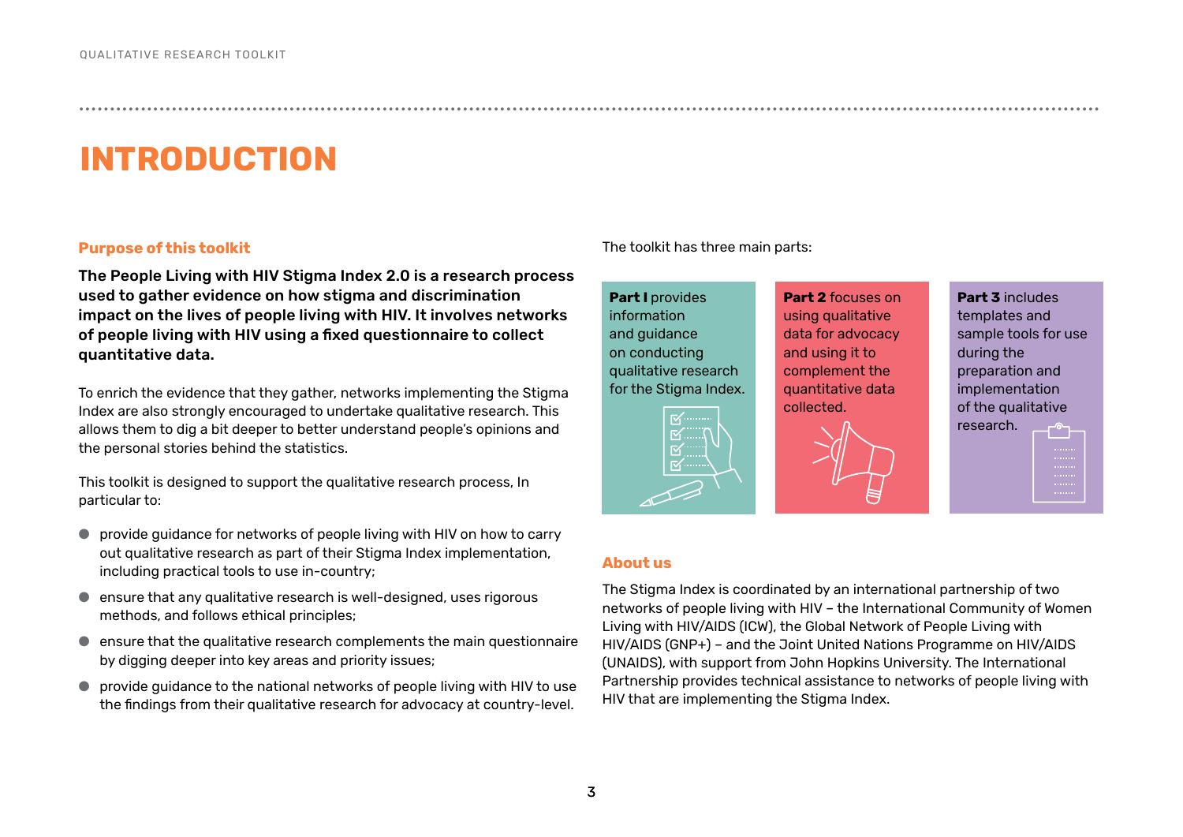# INTRODUCTION

## Purpose of this toolkit

**The People Living with HIV Stigma Index 2.0 is a research process used to gather evidence on how stigma and discrimination impact on the lives of people living with HIV. It involves networks of people living with HIV using a fixed questionnaire to collect quantitative data.**

To enrich the evidence that they gather, networks implementing the Stigma Index are also strongly encouraged to undertake qualitative research. This allows them to dig a bit deeper to better understand people's opinions and the personal stories behind the statistics.

This toolkit is designed to support the qualitative research process, In particular to:

- provide guidance for networks of people living with HIV on how to carry out qualitative research as part of their Stigma Index implementation, including practical tools to use in-country;
- ensure that any qualitative research is well-designed, uses rigorous methods, and follows ethical principles;
- ensure that the qualitative research complements the main questionnaire by digging deeper into key areas and priority issues;
- provide guidance to the national networks of people living with HIV to use the findings from their qualitative research for advocacy at country-level.

The toolkit has three main parts:

**Part I** provides information and guidance on conducting qualitative research for the Stigma Index.

**Part 2** focuses on using qualitative data for advocacy and using it to complement the quantitative data collected.

**Part 3** includes templates and sample tools for use during the preparation and implementation of the qualitative research.

## About us

The Stigma Index is coordinated by an international partnership of two networks of people living with HIV – the International Community of Women Living with HIV/AIDS (ICW), the Global Network of People Living with HIV/AIDS (GNP+) – and the Joint United Nations Programme on HIV/AIDS (UNAIDS), with support from John Hopkins University. The International Partnership provides technical assistance to networks of people living with HIV that are implementing the Stigma Index.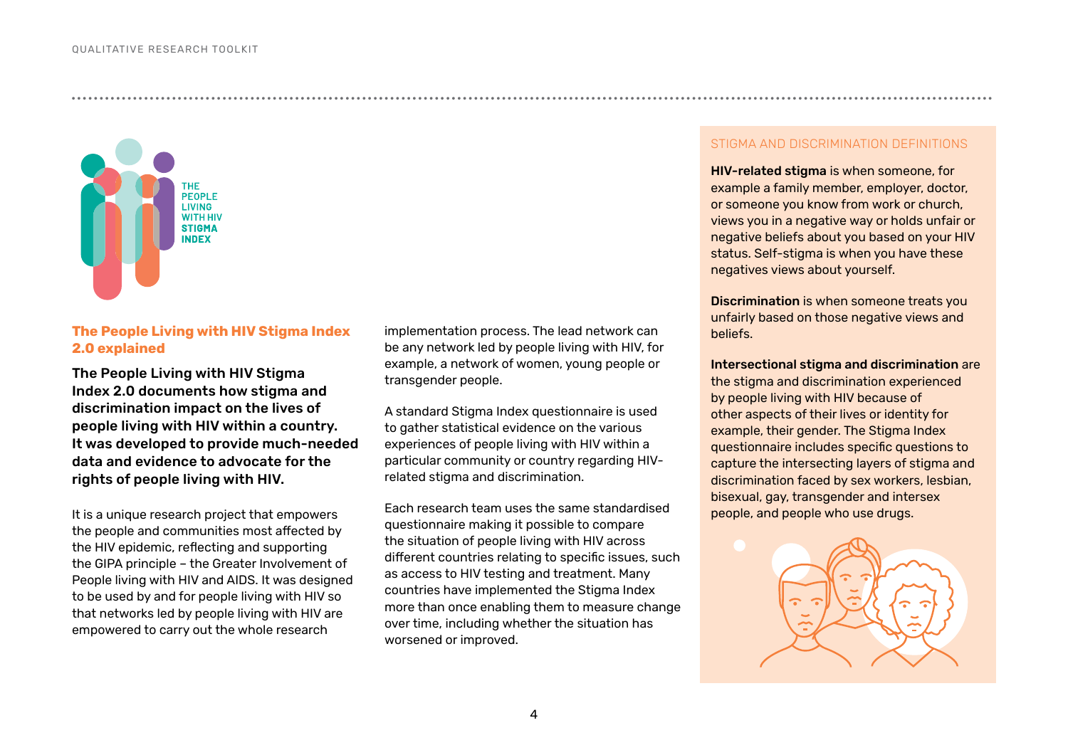## The People Living with HIV Stigma Index 2.0 explained

**The People Living with HIV Stigma Index 2.0 documents how stigma and discrimination impact on the lives of people living with HIV within a country. It was developed to provide much-needed data and evidence to advocate for the rights of people living with HIV.**

It is a unique research project that empowers the people and communities most affected by the HIV epidemic, reflecting and supporting the GIPA principle – the Greater Involvement of People living with HIV and AIDS. It was designed to be used by and for people living with HIV so that networks led by people living with HIV are empowered to carry out the whole research implementation process. The lead network can be any network led by people living with HIV, for example, a network of women, young people or transgender people.

A standard Stigma Index questionnaire is used to gather statistical evidence on the various experiences of people living with HIV within a particular community or country regarding HIV-related stigma and discrimination.

Each research team uses the same standardised questionnaire making it possible to compare the situation of people living with HIV across different countries relating to specific issues, such as access to HIV testing and treatment. Many countries have implemented the Stigma Index more than once enabling them to measure change over time, including whether the situation has worsened or improved.

### STIGMA AND DISCRIMINATION DEFINITIONS

**HIV-related stigma** is when someone, for example a family member, employer, doctor, or someone you know from work or church, views you in a negative way or holds unfair or negative beliefs about you based on your HIV status. Self-stigma is when you have these negatives views about yourself.

**Discrimination** is when someone treats you unfairly based on those negative views and beliefs.

**Intersectional stigma and discrimination** are the stigma and discrimination experienced by people living with HIV because of other aspects of their lives or identity for example, their gender. The Stigma Index questionnaire includes specific questions to capture the intersecting layers of stigma and discrimination faced by sex workers, lesbian, bisexual, gay, transgender and intersex people, and people who use drugs.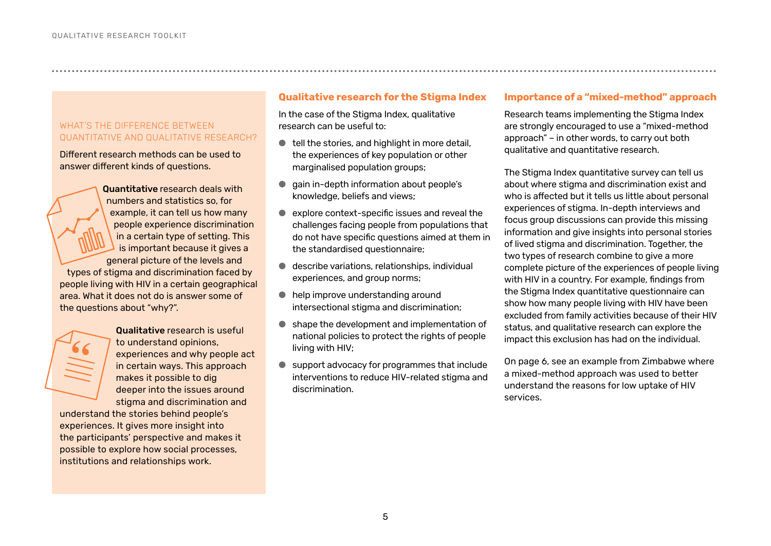### WHAT'S THE DIFFERENCE BETWEEN QUANTITATIVE AND QUALITATIVE RESEARCH?

Different research methods can be used to answer different kinds of questions.

**Quantitative** research deals with numbers and statistics so, for example, it can tell us how many people experience discrimination in a certain type of setting. This is important because it gives a general picture of the levels and types of stigma and discrimination faced by people living with HIV in a certain geographical area. What it does not do is answer some of the questions about "why?".

**Qualitative** research is useful to understand opinions, experiences and why people act in certain ways. This approach makes it possible to dig deeper into the issues around stigma and discrimination and understand the stories behind people's experiences. It gives more insight into the participants' perspective and makes it possible to explore how social processes, institutions and relationships work.

## Qualitative research for the Stigma Index

In the case of the Stigma Index, qualitative research can be useful to:

- tell the stories, and highlight in more detail, the experiences of key population or other marginalised population groups;
- gain in-depth information about people's knowledge, beliefs and views;
- explore context-specific issues and reveal the challenges facing people from populations that do not have specific questions aimed at them in the standardised questionnaire;
- describe variations, relationships, individual experiences, and group norms;
- help improve understanding around intersectional stigma and discrimination;
- shape the development and implementation of national policies to protect the rights of people living with HIV;
- support advocacy for programmes that include interventions to reduce HIV-related stigma and discrimination.

## Importance of a "mixed-method" approach

Research teams implementing the Stigma Index are strongly encouraged to use a "mixed-method approach" – in other words, to carry out both qualitative and quantitative research.

The Stigma Index quantitative survey can tell us about where stigma and discrimination exist and who is affected but it tells us little about personal experiences of stigma. In-depth interviews and focus group discussions can provide this missing information and give insights into personal stories of lived stigma and discrimination. Together, the two types of research combine to give a more complete picture of the experiences of people living with HIV in a country. For example, findings from the Stigma Index quantitative questionnaire can show how many people living with HIV have been excluded from family activities because of their HIV status, and qualitative research can explore the impact this exclusion has had on the individual.

On page 6, see an example from Zimbabwe where a mixed-method approach was used to better understand the reasons for low uptake of HIV services.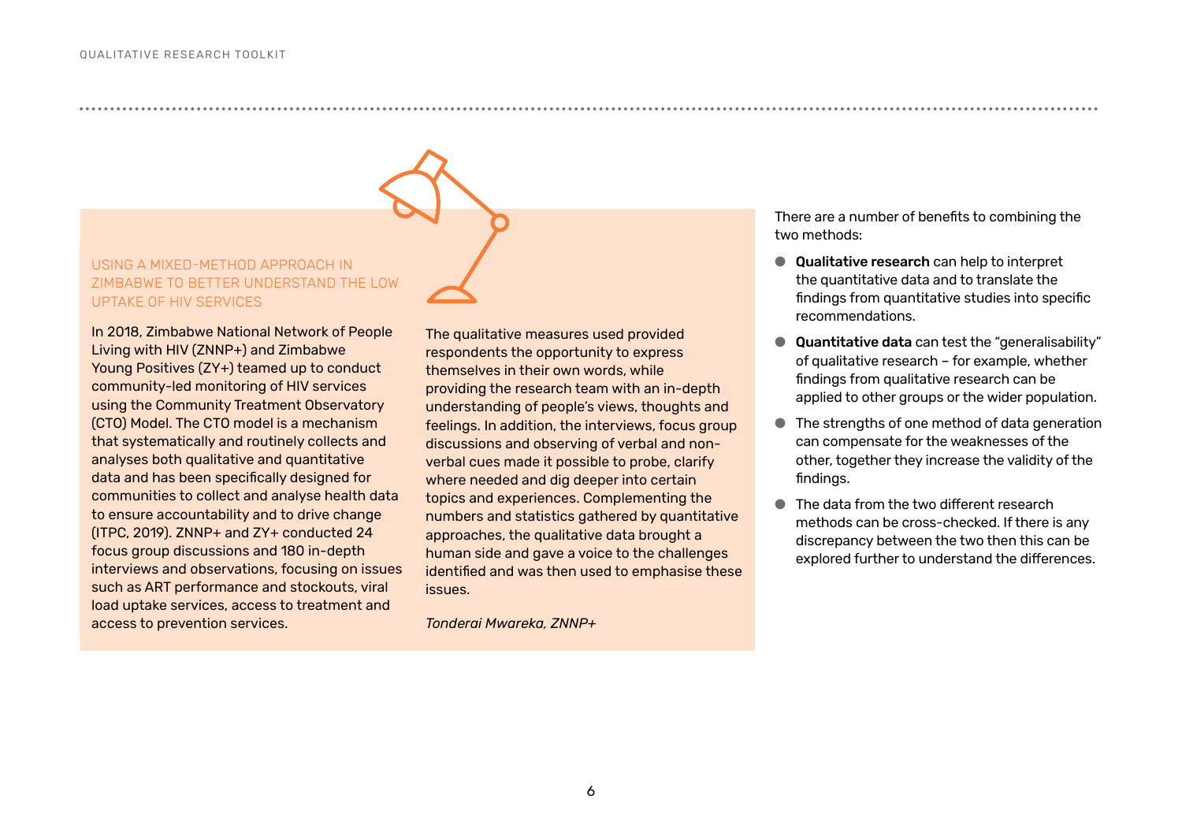### USING A MIXED-METHOD APPROACH IN ZIMBABWE TO BETTER UNDERSTAND THE LOW UPTAKE OF HIV SERVICES

In 2018, Zimbabwe National Network of People Living with HIV (ZNNP+) and Zimbabwe Young Positives (ZY+) teamed up to conduct community-led monitoring of HIV services using the Community Treatment Observatory (CTO) Model. The CTO model is a mechanism that systematically and routinely collects and analyses both qualitative and quantitative data and has been specifically designed for communities to collect and analyse health data to ensure accountability and to drive change (ITPC, 2019). ZNNP+ and ZY+ conducted 24 focus group discussions and 180 in-depth interviews and observations, focusing on issues such as ART performance and stockouts, viral load uptake services, access to treatment and access to prevention services.

The qualitative measures used provided respondents the opportunity to express themselves in their own words, while providing the research team with an in-depth understanding of people's views, thoughts and feelings. In addition, the interviews, focus group discussions and observing of verbal and non-verbal cues made it possible to probe, clarify where needed and dig deeper into certain topics and experiences. Complementing the numbers and statistics gathered by quantitative approaches, the qualitative data brought a human side and gave a voice to the challenges identified and was then used to emphasise these issues.

*Tonderai Mwareka, ZNNP+*

There are a number of benefits to combining the two methods:

- **Qualitative research** can help to interpret the quantitative data and to translate the findings from quantitative studies into specific recommendations.
- **Quantitative data** can test the "generalisability" of qualitative research – for example, whether findings from qualitative research can be applied to other groups or the wider population.
- The strengths of one method of data generation can compensate for the weaknesses of the other, together they increase the validity of the findings.
- The data from the two different research methods can be cross-checked. If there is any discrepancy between the two then this can be explored further to understand the differences.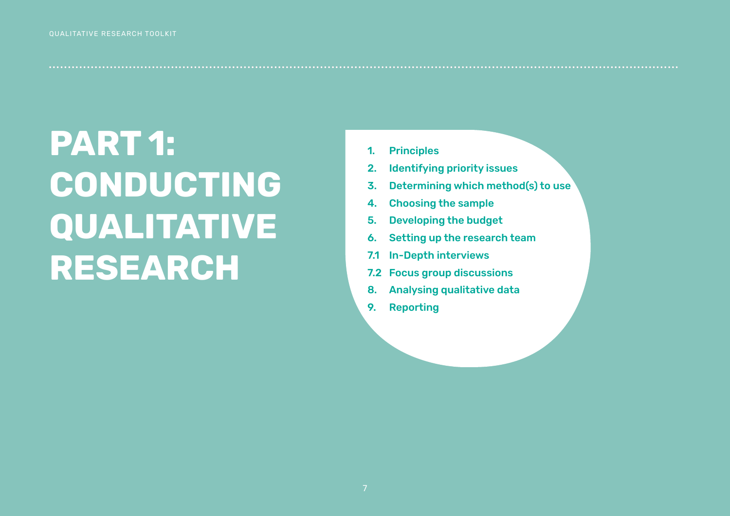# PART 1: CONDUCTING QUALITATIVE RESEARCH

1. Principles
2. Identifying priority issues
3. Determining which method(s) to use
4. Choosing the sample
5. Developing the budget
6. Setting up the research team

7.1 In-Depth interviews

7.2 Focus group discussions

8. Analysing qualitative data
9. Reporting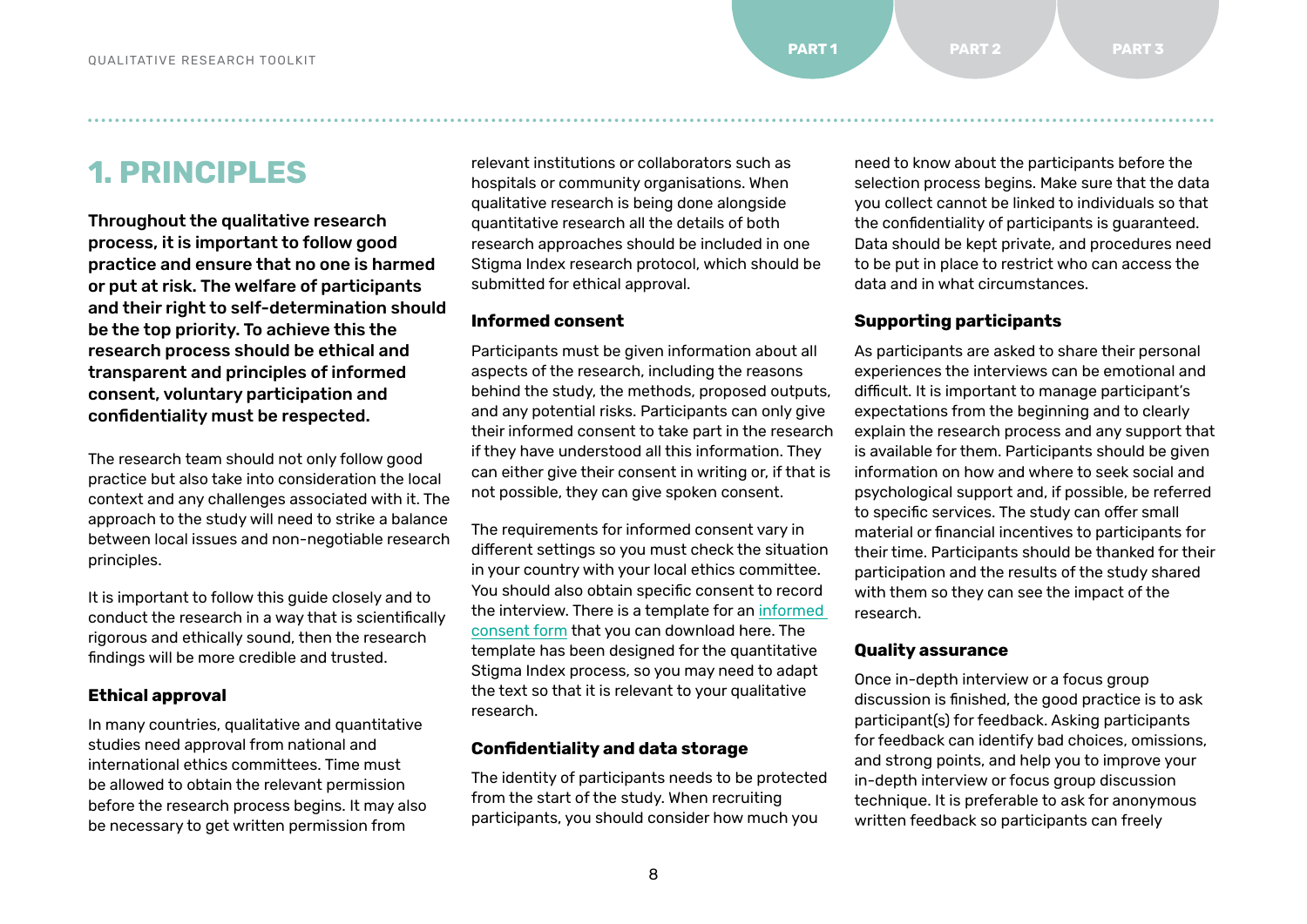# 1. PRINCIPLES

**Throughout the qualitative research process, it is important to follow good practice and ensure that no one is harmed or put at risk. The welfare of participants and their right to self-determination should be the top priority. To achieve this the research process should be ethical and transparent and principles of informed consent, voluntary participation and confidentiality must be respected.**

The research team should not only follow good practice but also take into consideration the local context and any challenges associated with it. The approach to the study will need to strike a balance between local issues and non-negotiable research principles.

It is important to follow this guide closely and to conduct the research in a way that is scientifically rigorous and ethically sound, then the research findings will be more credible and trusted.

### Ethical approval

In many countries, qualitative and quantitative studies need approval from national and international ethics committees. Time must be allowed to obtain the relevant permission before the research process begins. It may also be necessary to get written permission from relevant institutions or collaborators such as hospitals or community organisations. When qualitative research is being done alongside quantitative research all the details of both research approaches should be included in one Stigma Index research protocol, which should be submitted for ethical approval.

### Informed consent

Participants must be given information about all aspects of the research, including the reasons behind the study, the methods, proposed outputs, and any potential risks. Participants can only give their informed consent to take part in the research if they have understood all this information. They can either give their consent in writing or, if that is not possible, they can give spoken consent.

The requirements for informed consent vary in different settings so you must check the situation in your country with your local ethics committee. You should also obtain specific consent to record the interview. There is a template for an informed consent form that you can download here. The template has been designed for the quantitative Stigma Index process, so you may need to adapt the text so that it is relevant to your qualitative research.

### Confidentiality and data storage

The identity of participants needs to be protected from the start of the study. When recruiting participants, you should consider how much you need to know about the participants before the selection process begins. Make sure that the data you collect cannot be linked to individuals so that the confidentiality of participants is guaranteed. Data should be kept private, and procedures need to be put in place to restrict who can access the data and in what circumstances.

### Supporting participants

As participants are asked to share their personal experiences the interviews can be emotional and difficult. It is important to manage participant's expectations from the beginning and to clearly explain the research process and any support that is available for them. Participants should be given information on how and where to seek social and psychological support and, if possible, be referred to specific services. The study can offer small material or financial incentives to participants for their time. Participants should be thanked for their participation and the results of the study shared with them so they can see the impact of the research.

### Quality assurance

Once in-depth interview or a focus group discussion is finished, the good practice is to ask participant(s) for feedback. Asking participants for feedback can identify bad choices, omissions, and strong points, and help you to improve your in-depth interview or focus group discussion technique. It is preferable to ask for anonymous written feedback so participants can freely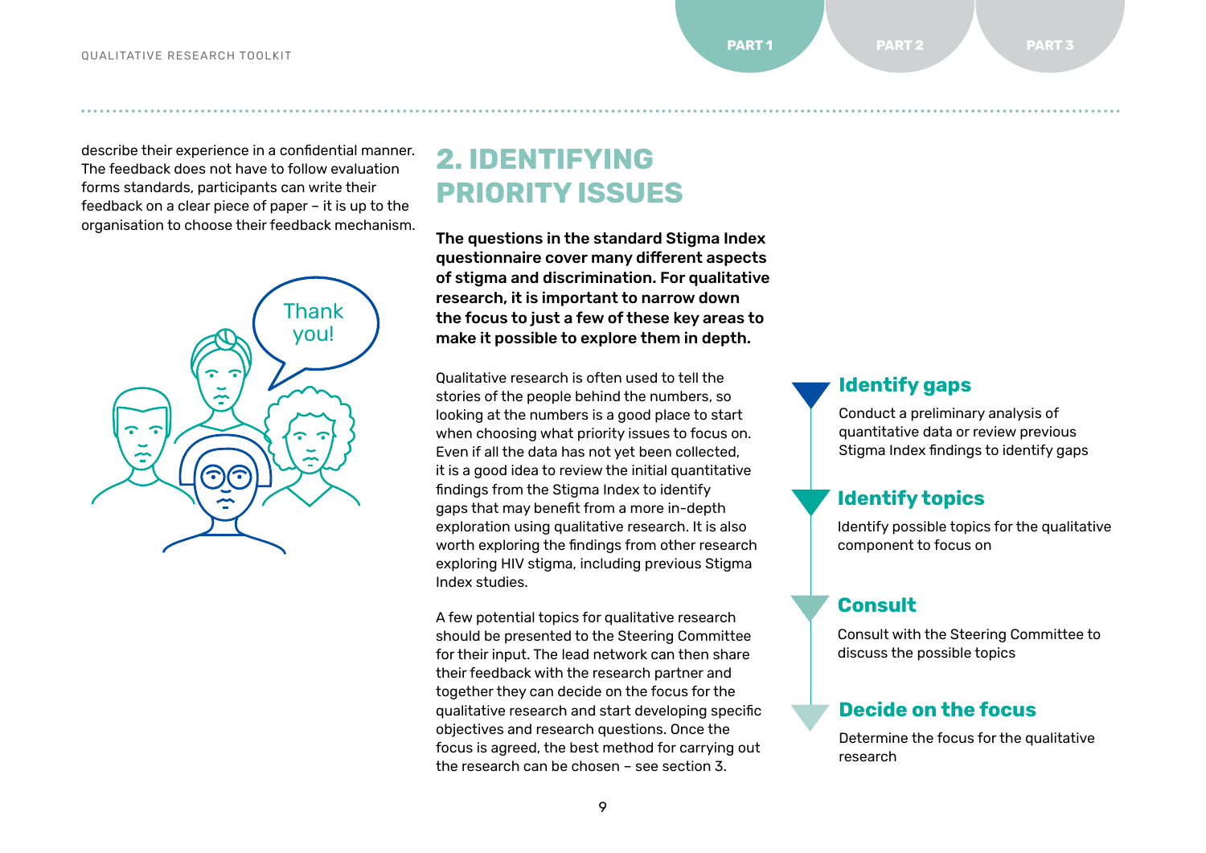describe their experience in a confidential manner. The feedback does not have to follow evaluation forms standards, participants can write their feedback on a clear piece of paper – it is up to the organisation to choose their feedback mechanism.

## 2. IDENTIFYING PRIORITY ISSUES

**The questions in the standard Stigma Index questionnaire cover many different aspects of stigma and discrimination. For qualitative research, it is important to narrow down the focus to just a few of these key areas to make it possible to explore them in depth.**

Qualitative research is often used to tell the stories of the people behind the numbers, so looking at the numbers is a good place to start when choosing what priority issues to focus on. Even if all the data has not yet been collected, it is a good idea to review the initial quantitative findings from the Stigma Index to identify gaps that may benefit from a more in-depth exploration using qualitative research. It is also worth exploring the findings from other research exploring HIV stigma, including previous Stigma Index studies.

A few potential topics for qualitative research should be presented to the Steering Committee for their input. The lead network can then share their feedback with the research partner and together they can decide on the focus for the qualitative research and start developing specific objectives and research questions. Once the focus is agreed, the best method for carrying out the research can be chosen – see section 3.

### Identify gaps

Conduct a preliminary analysis of quantitative data or review previous Stigma Index findings to identify gaps

### Identify topics

Identify possible topics for the qualitative component to focus on

### Consult

Consult with the Steering Committee to discuss the possible topics

### Decide on the focus

Determine the focus for the qualitative research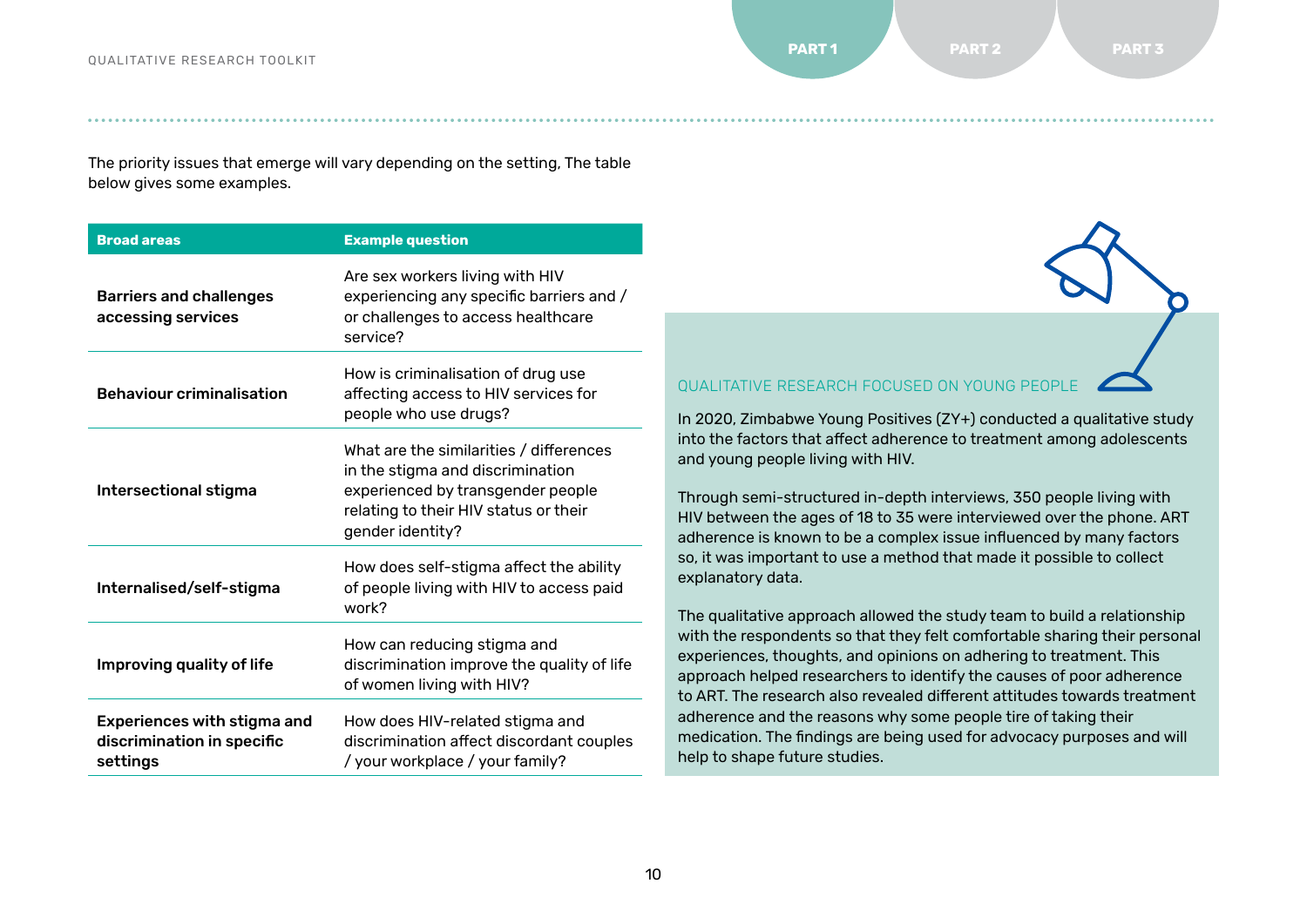The priority issues that emerge will vary depending on the setting, The table below gives some examples.

| Broad areas | Example question |
| --- | --- |
| **Barriers and challenges accessing services** | Are sex workers living with HIV experiencing any specific barriers and / or challenges to access healthcare service? |
| **Behaviour criminalisation** | How is criminalisation of drug use affecting access to HIV services for people who use drugs? |
| **Intersectional stigma** | What are the similarities / differences in the stigma and discrimination experienced by transgender people relating to their HIV status or their gender identity? |
| **Internalised/self-stigma** | How does self-stigma affect the ability of people living with HIV to access paid work? |
| **Improving quality of life** | How can reducing stigma and discrimination improve the quality of life of women living with HIV? |
| **Experiences with stigma and discrimination in specific settings** | How does HIV-related stigma and discrimination affect discordant couples / your workplace / your family? |

### QUALITATIVE RESEARCH FOCUSED ON YOUNG PEOPLE

In 2020, Zimbabwe Young Positives (ZY+) conducted a qualitative study into the factors that affect adherence to treatment among adolescents and young people living with HIV.

Through semi-structured in-depth interviews, 350 people living with HIV between the ages of 18 to 35 were interviewed over the phone. ART adherence is known to be a complex issue influenced by many factors so, it was important to use a method that made it possible to collect explanatory data.

The qualitative approach allowed the study team to build a relationship with the respondents so that they felt comfortable sharing their personal experiences, thoughts, and opinions on adhering to treatment. This approach helped researchers to identify the causes of poor adherence to ART. The research also revealed different attitudes towards treatment adherence and the reasons why some people tire of taking their medication. The findings are being used for advocacy purposes and will help to shape future studies.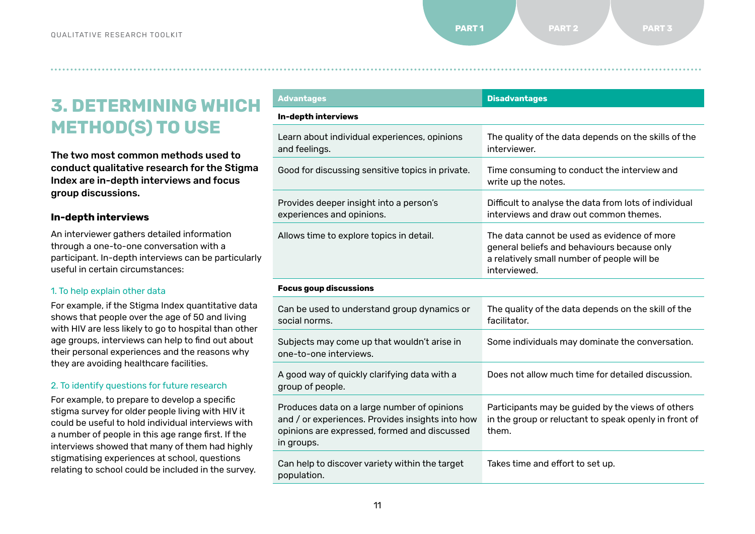# 3. DETERMINING WHICH METHOD(S) TO USE

**The two most common methods used to conduct qualitative research for the Stigma Index are in-depth interviews and focus group discussions.**

### In-depth interviews

An interviewer gathers detailed information through a one-to-one conversation with a participant. In-depth interviews can be particularly useful in certain circumstances:

1. To help explain other data

For example, if the Stigma Index quantitative data shows that people over the age of 50 and living with HIV are less likely to go to hospital than other age groups, interviews can help to find out about their personal experiences and the reasons why they are avoiding healthcare facilities.

2. To identify questions for future research

For example, to prepare to develop a specific stigma survey for older people living with HIV it could be useful to hold individual interviews with a number of people in this age range first. If the interviews showed that many of them had highly stigmatising experiences at school, questions relating to school could be included in the survey.

| Advantages | Disadvantages |
|---|---|
| **In-depth interviews** | |
| Learn about individual experiences, opinions and feelings. | The quality of the data depends on the skills of the interviewer. |
| Good for discussing sensitive topics in private. | Time consuming to conduct the interview and write up the notes. |
| Provides deeper insight into a person's experiences and opinions. | Difficult to analyse the data from lots of individual interviews and draw out common themes. |
| Allows time to explore topics in detail. | The data cannot be used as evidence of more general beliefs and behaviours because only a relatively small number of people will be interviewed. |
| **Focus goup discussions** | |
| Can be used to understand group dynamics or social norms. | The quality of the data depends on the skill of the facilitator. |
| Subjects may come up that wouldn't arise in one-to-one interviews. | Some individuals may dominate the conversation. |
| A good way of quickly clarifying data with a group of people. | Does not allow much time for detailed discussion. |
| Produces data on a large number of opinions and / or experiences. Provides insights into how opinions are expressed, formed and discussed in groups. | Participants may be guided by the views of others in the group or reluctant to speak openly in front of them. |
| Can help to discover variety within the target population. | Takes time and effort to set up. |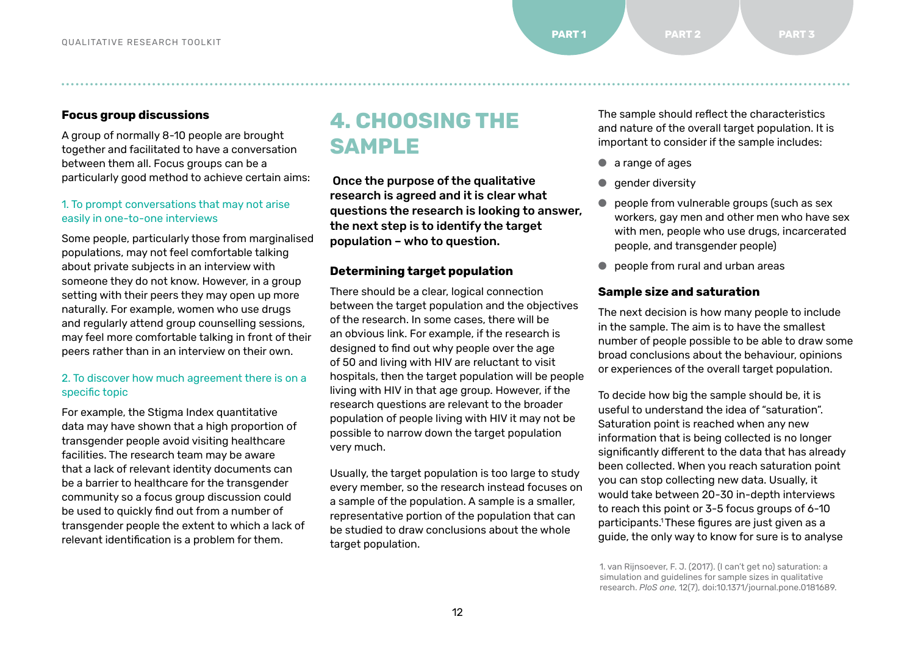### Focus group discussions

A group of normally 8-10 people are brought together and facilitated to have a conversation between them all. Focus groups can be a particularly good method to achieve certain aims:

1. To prompt conversations that may not arise easily in one-to-one interviews

Some people, particularly those from marginalised populations, may not feel comfortable talking about private subjects in an interview with someone they do not know. However, in a group setting with their peers they may open up more naturally. For example, women who use drugs and regularly attend group counselling sessions, may feel more comfortable talking in front of their peers rather than in an interview on their own.

2. To discover how much agreement there is on a specific topic

For example, the Stigma Index quantitative data may have shown that a high proportion of transgender people avoid visiting healthcare facilities. The research team may be aware that a lack of relevant identity documents can be a barrier to healthcare for the transgender community so a focus group discussion could be used to quickly find out from a number of transgender people the extent to which a lack of relevant identification is a problem for them.

## 4. CHOOSING THE SAMPLE

**Once the purpose of the qualitative research is agreed and it is clear what questions the research is looking to answer, the next step is to identify the target population – who to question.**

### Determining target population

There should be a clear, logical connection between the target population and the objectives of the research. In some cases, there will be an obvious link. For example, if the research is designed to find out why people over the age of 50 and living with HIV are reluctant to visit hospitals, then the target population will be people living with HIV in that age group. However, if the research questions are relevant to the broader population of people living with HIV it may not be possible to narrow down the target population very much.

Usually, the target population is too large to study every member, so the research instead focuses on a sample of the population. A sample is a smaller, representative portion of the population that can be studied to draw conclusions about the whole target population.

The sample should reflect the characteristics and nature of the overall target population. It is important to consider if the sample includes:

- a range of ages
- gender diversity
- people from vulnerable groups (such as sex workers, gay men and other men who have sex with men, people who use drugs, incarcerated people, and transgender people)
- people from rural and urban areas

### Sample size and saturation

The next decision is how many people to include in the sample. The aim is to have the smallest number of people possible to be able to draw some broad conclusions about the behaviour, opinions or experiences of the overall target population.

To decide how big the sample should be, it is useful to understand the idea of "saturation". Saturation point is reached when any new information that is being collected is no longer significantly different to the data that has already been collected. When you reach saturation point you can stop collecting new data. Usually, it would take between 20-30 in-depth interviews to reach this point or 3-5 focus groups of 6-10 participants.[1] These figures are just given as a guide, the only way to know for sure is to analyse

1. van Rijnsoever, F. J. (2017). (I can't get no) saturation: a simulation and guidelines for sample sizes in qualitative research. *PloS one*, 12(7), doi:10.1371/journal.pone.0181689.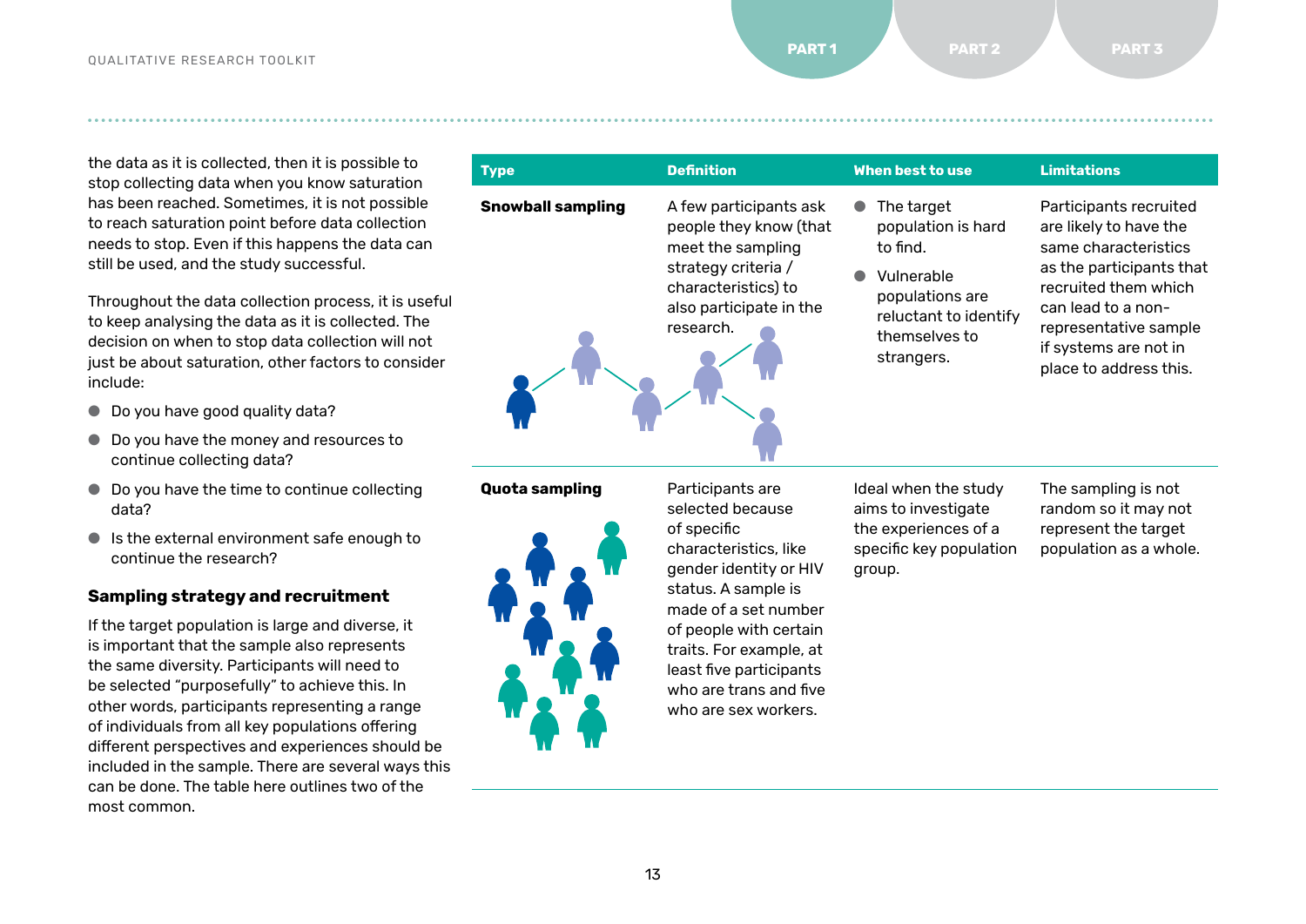the data as it is collected, then it is possible to stop collecting data when you know saturation has been reached. Sometimes, it is not possible to reach saturation point before data collection needs to stop. Even if this happens the data can still be used, and the study successful.

Throughout the data collection process, it is useful to keep analysing the data as it is collected. The decision on when to stop data collection will not just be about saturation, other factors to consider include:

- Do you have good quality data?
- Do you have the money and resources to continue collecting data?
- Do you have the time to continue collecting data?
- Is the external environment safe enough to continue the research?

### Sampling strategy and recruitment

If the target population is large and diverse, it is important that the sample also represents the same diversity. Participants will need to be selected "purposefully" to achieve this. In other words, participants representing a range of individuals from all key populations offering different perspectives and experiences should be included in the sample. There are several ways this can be done. The table here outlines two of the most common.

| Type | Definition | When best to use | Limitations |
|---|---|---|---|
| **Snowball sampling** | A few participants ask people they know (that meet the sampling strategy criteria / characteristics) to also participate in the research. | • The target population is hard to find.<br>• Vulnerable populations are reluctant to identify themselves to strangers. | Participants recruited are likely to have the same characteristics as the participants that recruited them which can lead to a non-representative sample if systems are not in place to address this. |
| **Quota sampling** | Participants are selected because of specific characteristics, like gender identity or HIV status. A sample is made of a set number of people with certain traits. For example, at least five participants who are trans and five who are sex workers. | Ideal when the study aims to investigate the experiences of a specific key population group. | The sampling is not random so it may not represent the target population as a whole. |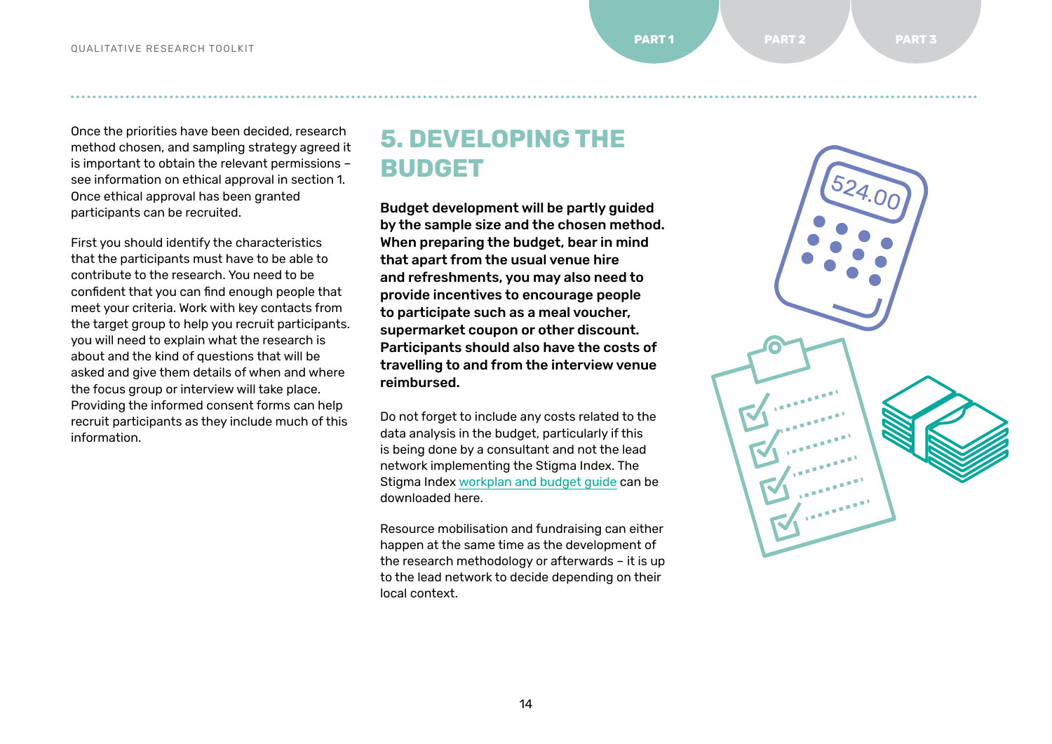Once the priorities have been decided, research method chosen, and sampling strategy agreed it is important to obtain the relevant permissions – see information on ethical approval in section 1. Once ethical approval has been granted participants can be recruited.

First you should identify the characteristics that the participants must have to be able to contribute to the research. You need to be confident that you can find enough people that meet your criteria. Work with key contacts from the target group to help you recruit participants. you will need to explain what the research is about and the kind of questions that will be asked and give them details of when and where the focus group or interview will take place. Providing the informed consent forms can help recruit participants as they include much of this information.

## 5. DEVELOPING THE BUDGET

**Budget development will be partly guided by the sample size and the chosen method. When preparing the budget, bear in mind that apart from the usual venue hire and refreshments, you may also need to provide incentives to encourage people to participate such as a meal voucher, supermarket coupon or other discount. Participants should also have the costs of travelling to and from the interview venue reimbursed.**

Do not forget to include any costs related to the data analysis in the budget, particularly if this is being done by a consultant and not the lead network implementing the Stigma Index. The Stigma Index workplan and budget guide can be downloaded here.

Resource mobilisation and fundraising can either happen at the same time as the development of the research methodology or afterwards – it is up to the lead network to decide depending on their local context.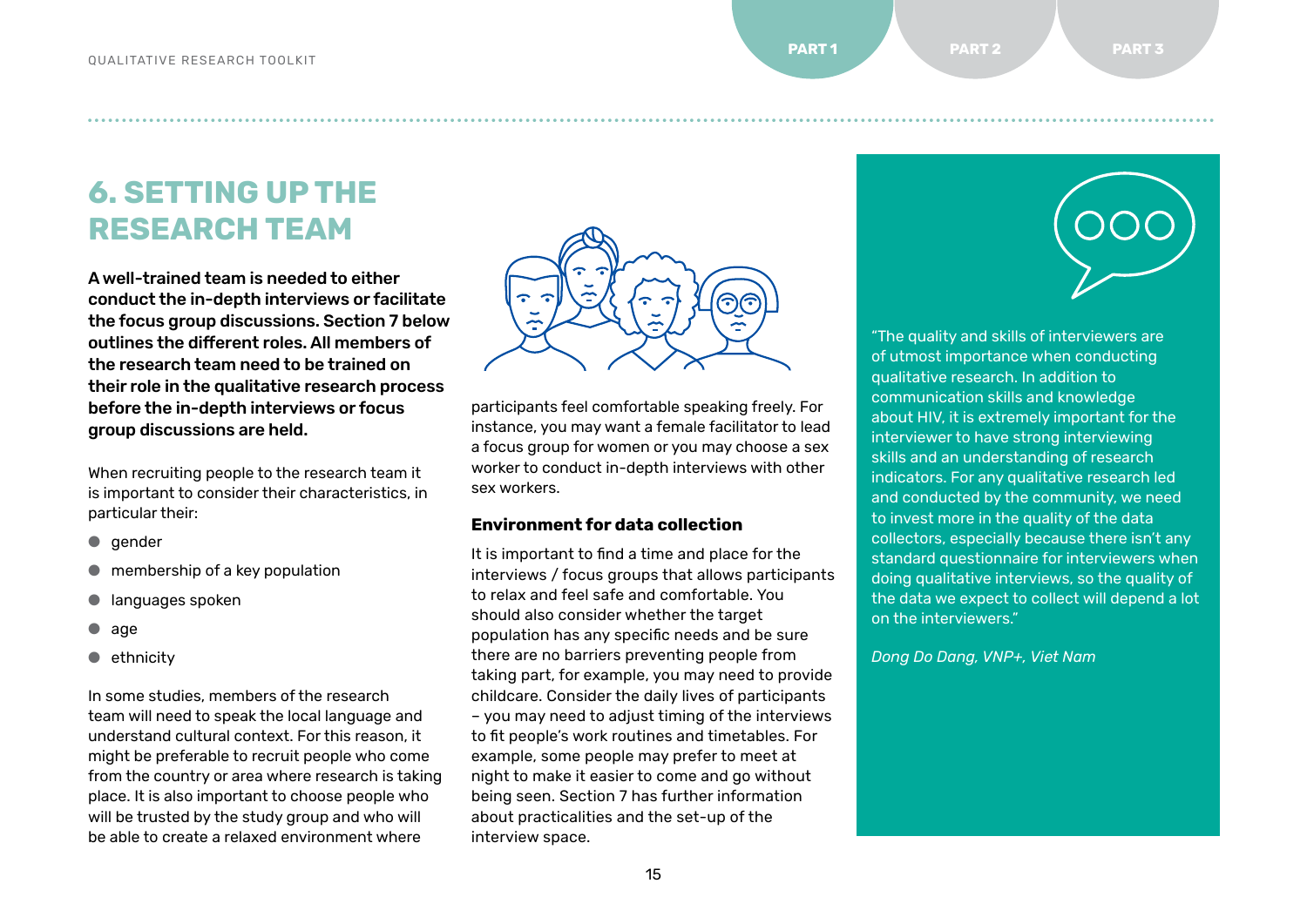# 6. SETTING UP THE RESEARCH TEAM

**A well-trained team is needed to either conduct the in-depth interviews or facilitate the focus group discussions. Section 7 below outlines the different roles. All members of the research team need to be trained on their role in the qualitative research process before the in-depth interviews or focus group discussions are held.**

When recruiting people to the research team it is important to consider their characteristics, in particular their:

- gender
- membership of a key population
- languages spoken
- age
- ethnicity

In some studies, members of the research team will need to speak the local language and understand cultural context. For this reason, it might be preferable to recruit people who come from the country or area where research is taking place. It is also important to choose people who will be trusted by the study group and who will be able to create a relaxed environment where participants feel comfortable speaking freely. For instance, you may want a female facilitator to lead a focus group for women or you may choose a sex worker to conduct in-depth interviews with other sex workers.

### Environment for data collection

It is important to find a time and place for the interviews / focus groups that allows participants to relax and feel safe and comfortable. You should also consider whether the target population has any specific needs and be sure there are no barriers preventing people from taking part, for example, you may need to provide childcare. Consider the daily lives of participants – you may need to adjust timing of the interviews to fit people's work routines and timetables. For example, some people may prefer to meet at night to make it easier to come and go without being seen. Section 7 has further information about practicalities and the set-up of the interview space.

"The quality and skills of interviewers are of utmost importance when conducting qualitative research. In addition to communication skills and knowledge about HIV, it is extremely important for the interviewer to have strong interviewing skills and an understanding of research indicators. For any qualitative research led and conducted by the community, we need to invest more in the quality of the data collectors, especially because there isn't any standard questionnaire for interviewers when doing qualitative interviews, so the quality of the data we expect to collect will depend a lot on the interviewers."

*Dong Do Dang, VNP+, Viet Nam*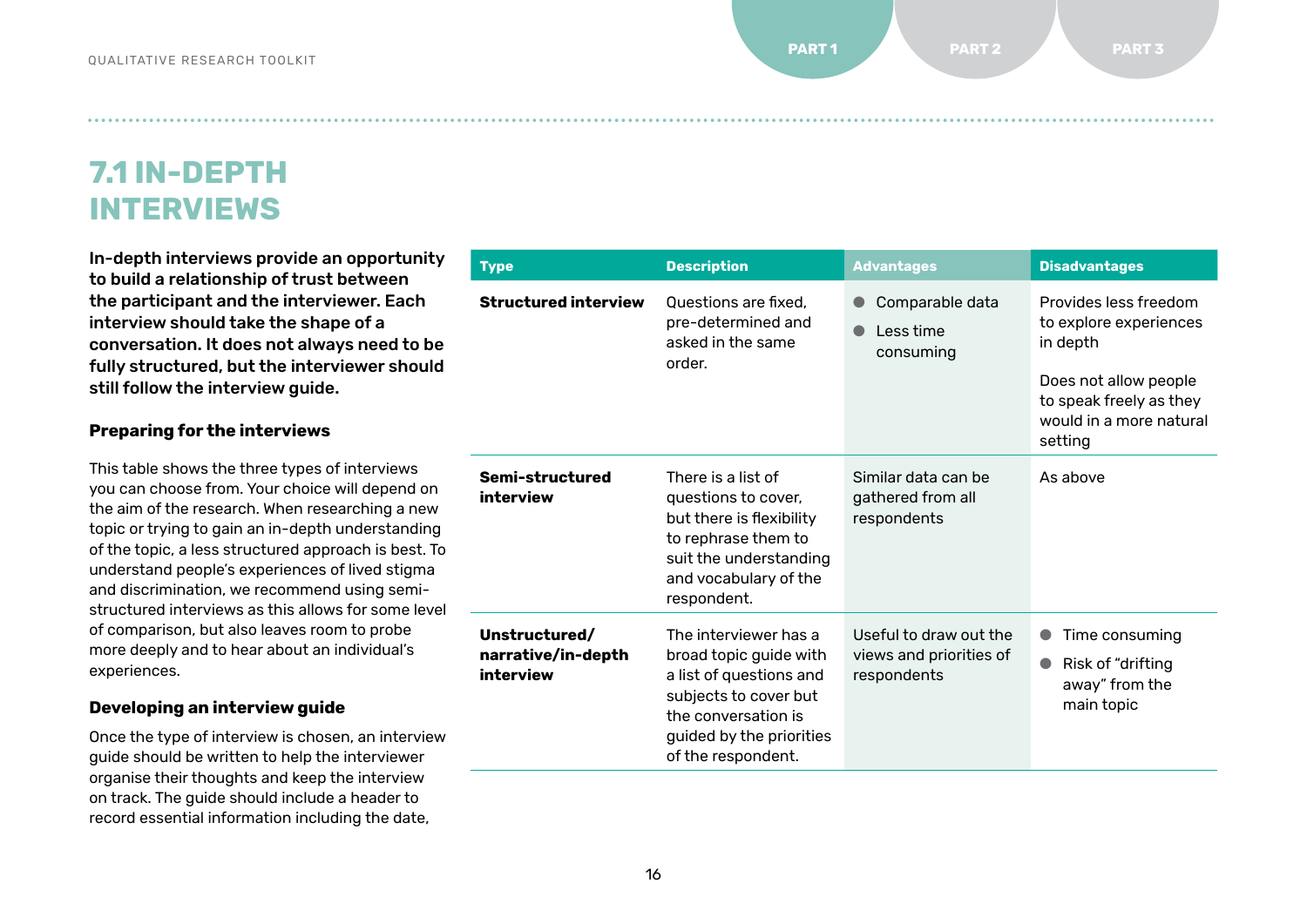# 7.1 IN-DEPTH INTERVIEWS

**In-depth interviews provide an opportunity to build a relationship of trust between the participant and the interviewer. Each interview should take the shape of a conversation. It does not always need to be fully structured, but the interviewer should still follow the interview guide.**

### Preparing for the interviews

This table shows the three types of interviews you can choose from. Your choice will depend on the aim of the research. When researching a new topic or trying to gain an in-depth understanding of the topic, a less structured approach is best. To understand people's experiences of lived stigma and discrimination, we recommend using semi-structured interviews as this allows for some level of comparison, but also leaves room to probe more deeply and to hear about an individual's experiences.

| Type | Description | Advantages | Disadvantages |
|---|---|---|---|
| **Structured interview** | Questions are fixed, pre-determined and asked in the same order. | • Comparable data<br>• Less time consuming | Provides less freedom to explore experiences in depth<br><br>Does not allow people to speak freely as they would in a more natural setting |
| **Semi-structured interview** | There is a list of questions to cover, but there is flexibility to rephrase them to suit the understanding and vocabulary of the respondent. | Similar data can be gathered from all respondents | As above |
| **Unstructured/ narrative/in-depth interview** | The interviewer has a broad topic guide with a list of questions and subjects to cover but the conversation is guided by the priorities of the respondent. | Useful to draw out the views and priorities of respondents | • Time consuming<br>• Risk of "drifting away" from the main topic |

### Developing an interview guide

Once the type of interview is chosen, an interview guide should be written to help the interviewer organise their thoughts and keep the interview on track. The guide should include a header to record essential information including the date,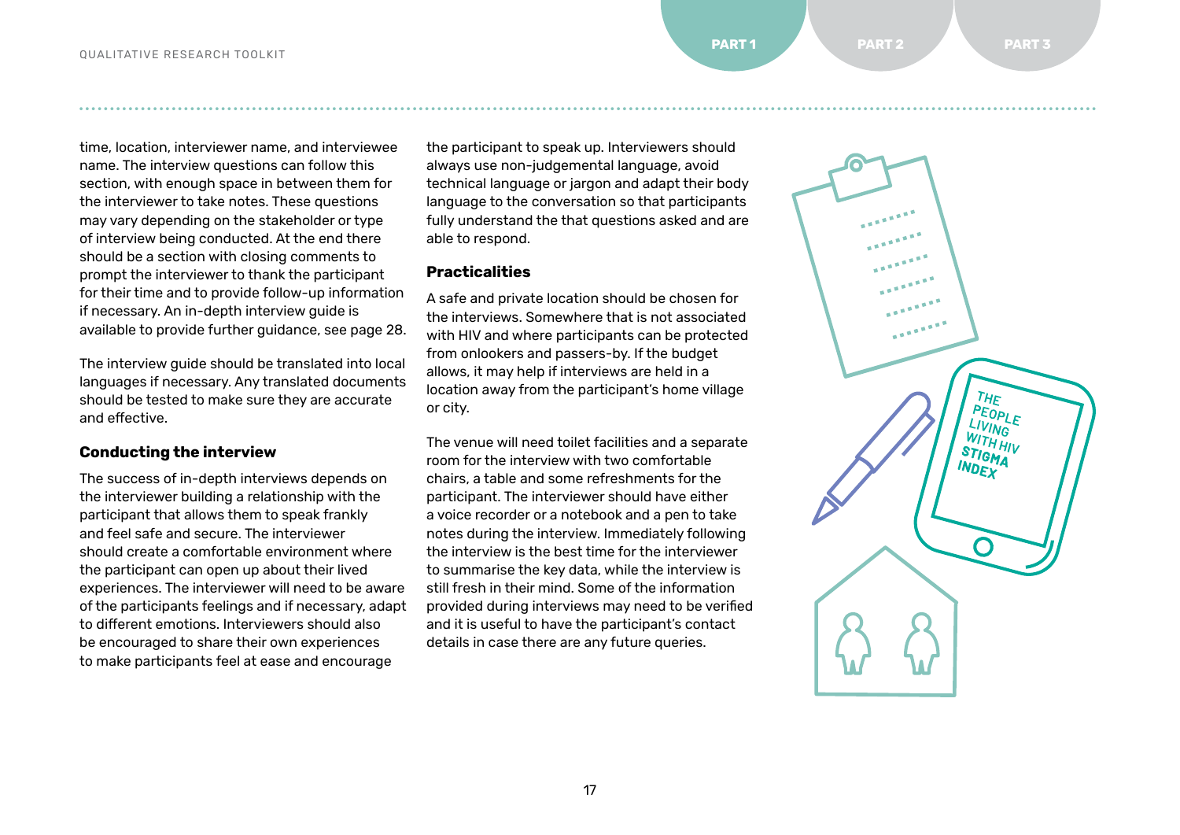time, location, interviewer name, and interviewee name. The interview questions can follow this section, with enough space in between them for the interviewer to take notes. These questions may vary depending on the stakeholder or type of interview being conducted. At the end there should be a section with closing comments to prompt the interviewer to thank the participant for their time and to provide follow-up information if necessary. An in-depth interview guide is available to provide further guidance, see page 28.

The interview guide should be translated into local languages if necessary. Any translated documents should be tested to make sure they are accurate and effective.

### Conducting the interview

The success of in-depth interviews depends on the interviewer building a relationship with the participant that allows them to speak frankly and feel safe and secure. The interviewer should create a comfortable environment where the participant can open up about their lived experiences. The interviewer will need to be aware of the participants feelings and if necessary, adapt to different emotions. Interviewers should also be encouraged to share their own experiences to make participants feel at ease and encourage the participant to speak up. Interviewers should always use non-judgemental language, avoid technical language or jargon and adapt their body language to the conversation so that participants fully understand the that questions asked and are able to respond.

### Practicalities

A safe and private location should be chosen for the interviews. Somewhere that is not associated with HIV and where participants can be protected from onlookers and passers-by. If the budget allows, it may help if interviews are held in a location away from the participant's home village or city.

The venue will need toilet facilities and a separate room for the interview with two comfortable chairs, a table and some refreshments for the participant. The interviewer should have either a voice recorder or a notebook and a pen to take notes during the interview. Immediately following the interview is the best time for the interviewer to summarise the key data, while the interview is still fresh in their mind. Some of the information provided during interviews may need to be verified and it is useful to have the participant's contact details in case there are any future queries.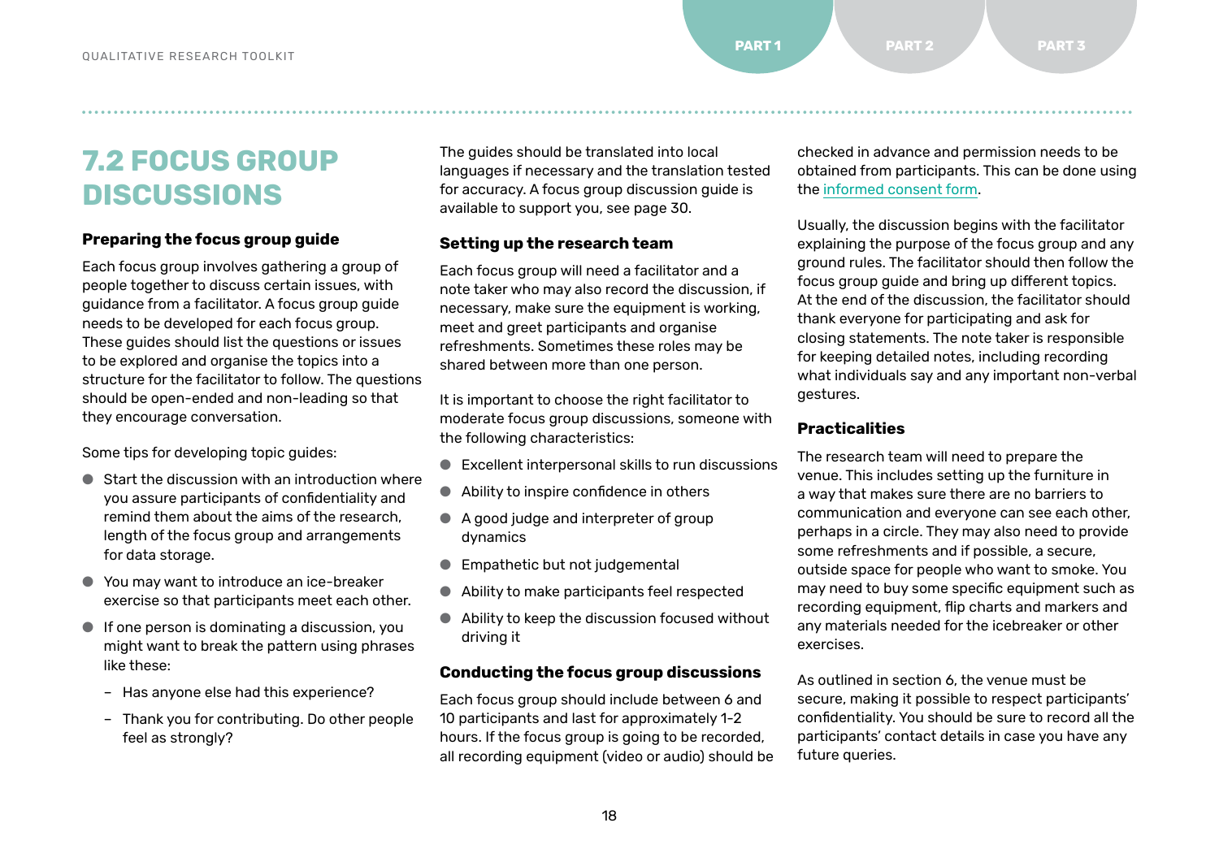# 7.2 FOCUS GROUP DISCUSSIONS

### Preparing the focus group guide

Each focus group involves gathering a group of people together to discuss certain issues, with guidance from a facilitator. A focus group guide needs to be developed for each focus group. These guides should list the questions or issues to be explored and organise the topics into a structure for the facilitator to follow. The questions should be open-ended and non-leading so that they encourage conversation.

Some tips for developing topic guides:

- Start the discussion with an introduction where you assure participants of confidentiality and remind them about the aims of the research, length of the focus group and arrangements for data storage.
- You may want to introduce an ice-breaker exercise so that participants meet each other.
- If one person is dominating a discussion, you might want to break the pattern using phrases like these:
  - Has anyone else had this experience?
  - Thank you for contributing. Do other people feel as strongly?

The guides should be translated into local languages if necessary and the translation tested for accuracy. A focus group discussion guide is available to support you, see page 30.

### Setting up the research team

Each focus group will need a facilitator and a note taker who may also record the discussion, if necessary, make sure the equipment is working, meet and greet participants and organise refreshments. Sometimes these roles may be shared between more than one person.

It is important to choose the right facilitator to moderate focus group discussions, someone with the following characteristics:

- Excellent interpersonal skills to run discussions
- Ability to inspire confidence in others
- A good judge and interpreter of group dynamics
- Empathetic but not judgemental
- Ability to make participants feel respected
- Ability to keep the discussion focused without driving it

### Conducting the focus group discussions

Each focus group should include between 6 and 10 participants and last for approximately 1-2 hours. If the focus group is going to be recorded, all recording equipment (video or audio) should be checked in advance and permission needs to be obtained from participants. This can be done using the informed consent form.

Usually, the discussion begins with the facilitator explaining the purpose of the focus group and any ground rules. The facilitator should then follow the focus group guide and bring up different topics. At the end of the discussion, the facilitator should thank everyone for participating and ask for closing statements. The note taker is responsible for keeping detailed notes, including recording what individuals say and any important non-verbal gestures.

### Practicalities

The research team will need to prepare the venue. This includes setting up the furniture in a way that makes sure there are no barriers to communication and everyone can see each other, perhaps in a circle. They may also need to provide some refreshments and if possible, a secure, outside space for people who want to smoke. You may need to buy some specific equipment such as recording equipment, flip charts and markers and any materials needed for the icebreaker or other exercises.

As outlined in section 6, the venue must be secure, making it possible to respect participants' confidentiality. You should be sure to record all the participants' contact details in case you have any future queries.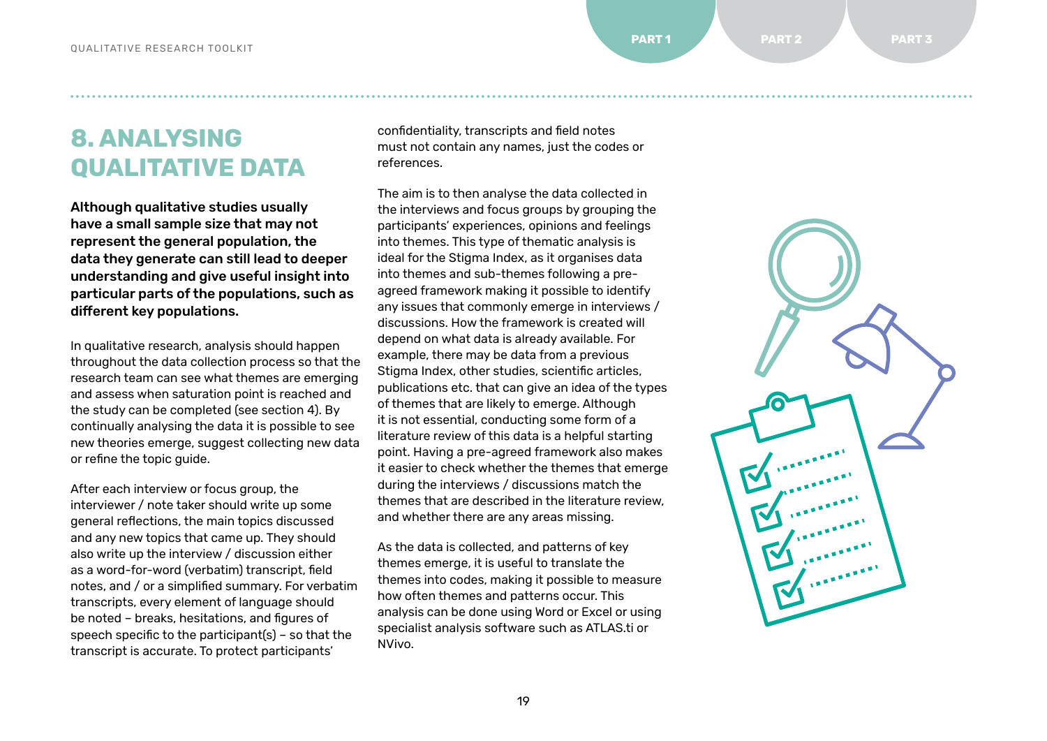# 8. ANALYSING QUALITATIVE DATA

**Although qualitative studies usually have a small sample size that may not represent the general population, the data they generate can still lead to deeper understanding and give useful insight into particular parts of the populations, such as different key populations.**

In qualitative research, analysis should happen throughout the data collection process so that the research team can see what themes are emerging and assess when saturation point is reached and the study can be completed (see section 4). By continually analysing the data it is possible to see new theories emerge, suggest collecting new data or refine the topic guide.

After each interview or focus group, the interviewer / note taker should write up some general reflections, the main topics discussed and any new topics that came up. They should also write up the interview / discussion either as a word-for-word (verbatim) transcript, field notes, and / or a simplified summary. For verbatim transcripts, every element of language should be noted – breaks, hesitations, and figures of speech specific to the participant(s) – so that the transcript is accurate. To protect participants' confidentiality, transcripts and field notes must not contain any names, just the codes or references.

The aim is to then analyse the data collected in the interviews and focus groups by grouping the participants' experiences, opinions and feelings into themes. This type of thematic analysis is ideal for the Stigma Index, as it organises data into themes and sub-themes following a pre-agreed framework making it possible to identify any issues that commonly emerge in interviews / discussions. How the framework is created will depend on what data is already available. For example, there may be data from a previous Stigma Index, other studies, scientific articles, publications etc. that can give an idea of the types of themes that are likely to emerge. Although it is not essential, conducting some form of a literature review of this data is a helpful starting point. Having a pre-agreed framework also makes it easier to check whether the themes that emerge during the interviews / discussions match the themes that are described in the literature review, and whether there are any areas missing.

As the data is collected, and patterns of key themes emerge, it is useful to translate the themes into codes, making it possible to measure how often themes and patterns occur. This analysis can be done using Word or Excel or using specialist analysis software such as ATLAS.ti or NVivo.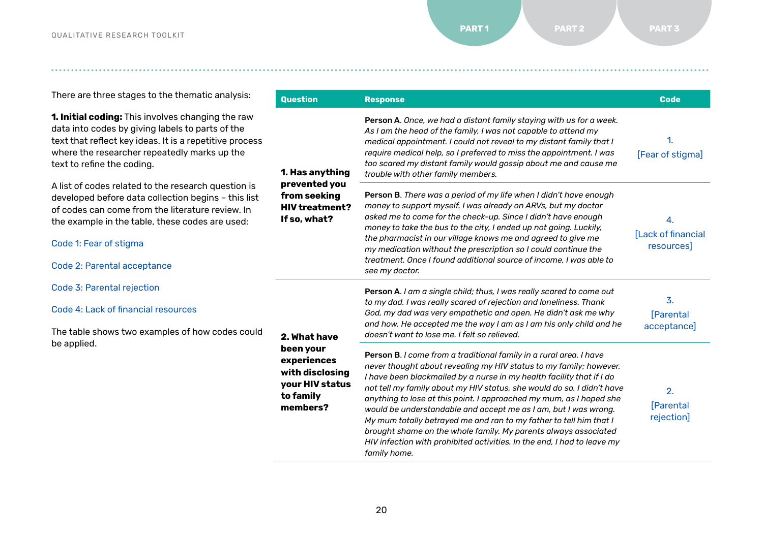There are three stages to the thematic analysis:

**1. Initial coding:** This involves changing the raw data into codes by giving labels to parts of the text that reflect key ideas. It is a repetitive process where the researcher repeatedly marks up the text to refine the coding.

A list of codes related to the research question is developed before data collection begins – this list of codes can come from the literature review. In the example in the table, these codes are used:

Code 1: Fear of stigma

Code 2: Parental acceptance

Code 3: Parental rejection

Code 4: Lack of financial resources

The table shows two examples of how codes could be applied.

| Question | Response | Code |
|---|---|---|
| **1. Has anything prevented you from seeking HIV treatment? If so, what?** | **Person A**. *Once, we had a distant family staying with us for a week. As I am the head of the family, I was not capable to attend my medical appointment. I could not reveal to my distant family that I require medical help, so I preferred to miss the appointment. I was too scared my distant family would gossip about me and cause me trouble with other family members.* | 1. [Fear of stigma] |
| | **Person B**. *There was a period of my life when I didn't have enough money to support myself. I was already on ARVs, but my doctor asked me to come for the check-up. Since I didn't have enough money to take the bus to the city, I ended up not going. Luckily, the pharmacist in our village knows me and agreed to give me my medication without the prescription so I could continue the treatment. Once I found additional source of income, I was able to see my doctor.* | 4. [Lack of financial resources] |
| **2. What have been your experiences with disclosing your HIV status to family members?** | **Person A**. *I am a single child; thus, I was really scared to come out to my dad. I was really scared of rejection and loneliness. Thank God, my dad was very empathetic and open. He didn't ask me why and how. He accepted me the way I am as I am his only child and he doesn't want to lose me. I felt so relieved.* | 3. [Parental acceptance] |
| | **Person B**. *I come from a traditional family in a rural area. I have never thought about revealing my HIV status to my family; however, I have been blackmailed by a nurse in my health facility that if I do not tell my family about my HIV status, she would do so. I didn't have anything to lose at this point. I approached my mum, as I hoped she would be understandable and accept me as I am, but I was wrong. My mum totally betrayed me and ran to my father to tell him that I brought shame on the whole family. My parents always associated HIV infection with prohibited activities. In the end, I had to leave my family home.* | 2. [Parental rejection] |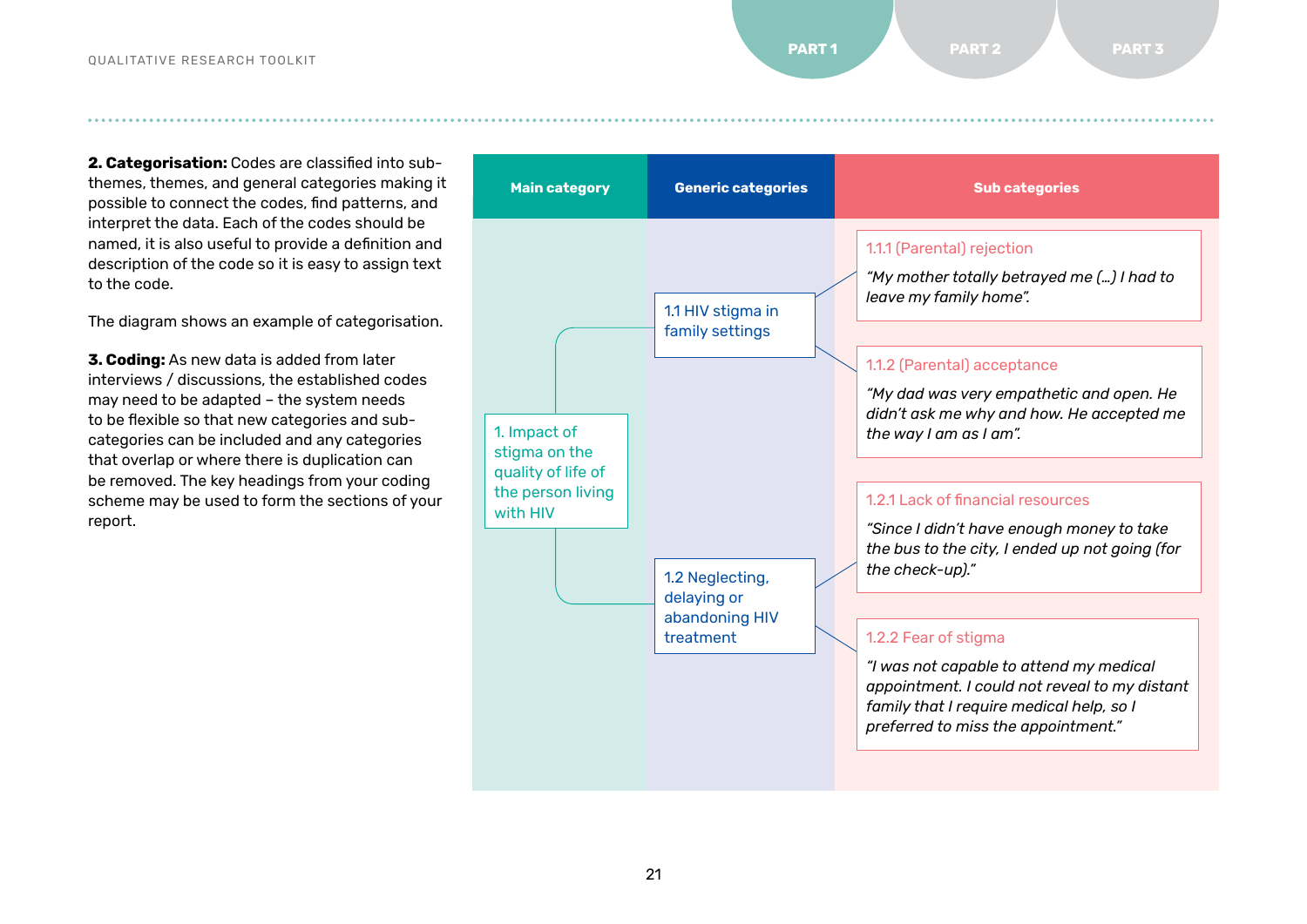**2. Categorisation:** Codes are classified into sub-themes, themes, and general categories making it possible to connect the codes, find patterns, and interpret the data. Each of the codes should be named, it is also useful to provide a definition and description of the code so it is easy to assign text to the code.

The diagram shows an example of categorisation.

**3. Coding:** As new data is added from later interviews / discussions, the established codes may need to be adapted – the system needs to be flexible so that new categories and sub-categories can be included and any categories that overlap or where there is duplication can be removed. The key headings from your coding scheme may be used to form the sections of your report.

| Main category | Generic categories | Sub categories |
|---|---|---|
| 1. Impact of stigma on the quality of life of the person living with HIV | 1.1 HIV stigma in family settings | 1.1.1 (Parental) rejection<br>*"My mother totally betrayed me (…) I had to leave my family home".* |
| | | 1.1.2 (Parental) acceptance<br>*"My dad was very empathetic and open. He didn't ask me why and how. He accepted me the way I am as I am".* |
| | 1.2 Neglecting, delaying or abandoning HIV treatment | 1.2.1 Lack of financial resources<br>*"Since I didn't have enough money to take the bus to the city, I ended up not going (for the check-up)."* |
| | | 1.2.2 Fear of stigma<br>*"I was not capable to attend my medical appointment. I could not reveal to my distant family that I require medical help, so I preferred to miss the appointment."* |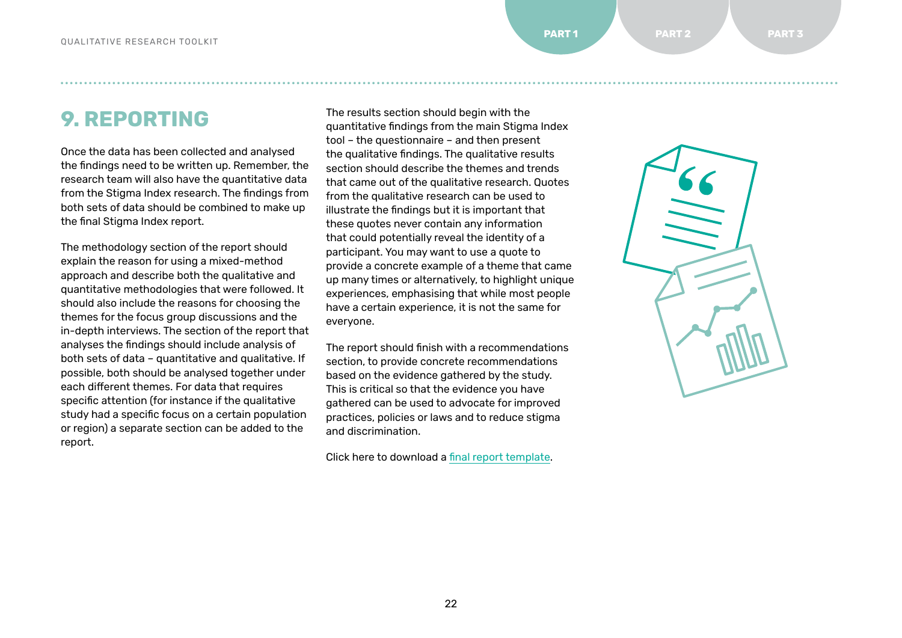# 9. REPORTING

Once the data has been collected and analysed the findings need to be written up. Remember, the research team will also have the quantitative data from the Stigma Index research. The findings from both sets of data should be combined to make up the final Stigma Index report.

The methodology section of the report should explain the reason for using a mixed-method approach and describe both the qualitative and quantitative methodologies that were followed. It should also include the reasons for choosing the themes for the focus group discussions and the in-depth interviews. The section of the report that analyses the findings should include analysis of both sets of data – quantitative and qualitative. If possible, both should be analysed together under each different themes. For data that requires specific attention (for instance if the qualitative study had a specific focus on a certain population or region) a separate section can be added to the report.

The results section should begin with the quantitative findings from the main Stigma Index tool – the questionnaire – and then present the qualitative findings. The qualitative results section should describe the themes and trends that came out of the qualitative research. Quotes from the qualitative research can be used to illustrate the findings but it is important that these quotes never contain any information that could potentially reveal the identity of a participant. You may want to use a quote to provide a concrete example of a theme that came up many times or alternatively, to highlight unique experiences, emphasising that while most people have a certain experience, it is not the same for everyone.

The report should finish with a recommendations section, to provide concrete recommendations based on the evidence gathered by the study. This is critical so that the evidence you have gathered can be used to advocate for improved practices, policies or laws and to reduce stigma and discrimination.

Click here to download a final report template.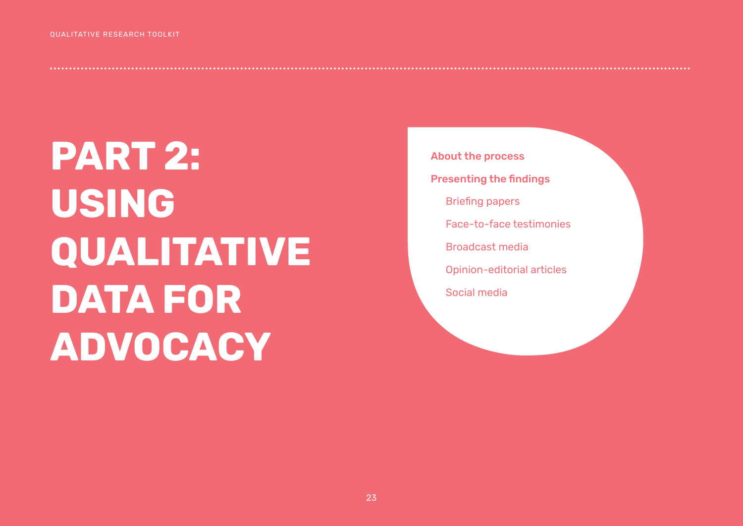# PART 2: USING QUALITATIVE DATA FOR ADVOCACY

**About the process**

**Presenting the findings**

- Briefing papers
- Face-to-face testimonies
- Broadcast media
- Opinion-editorial articles
- Social media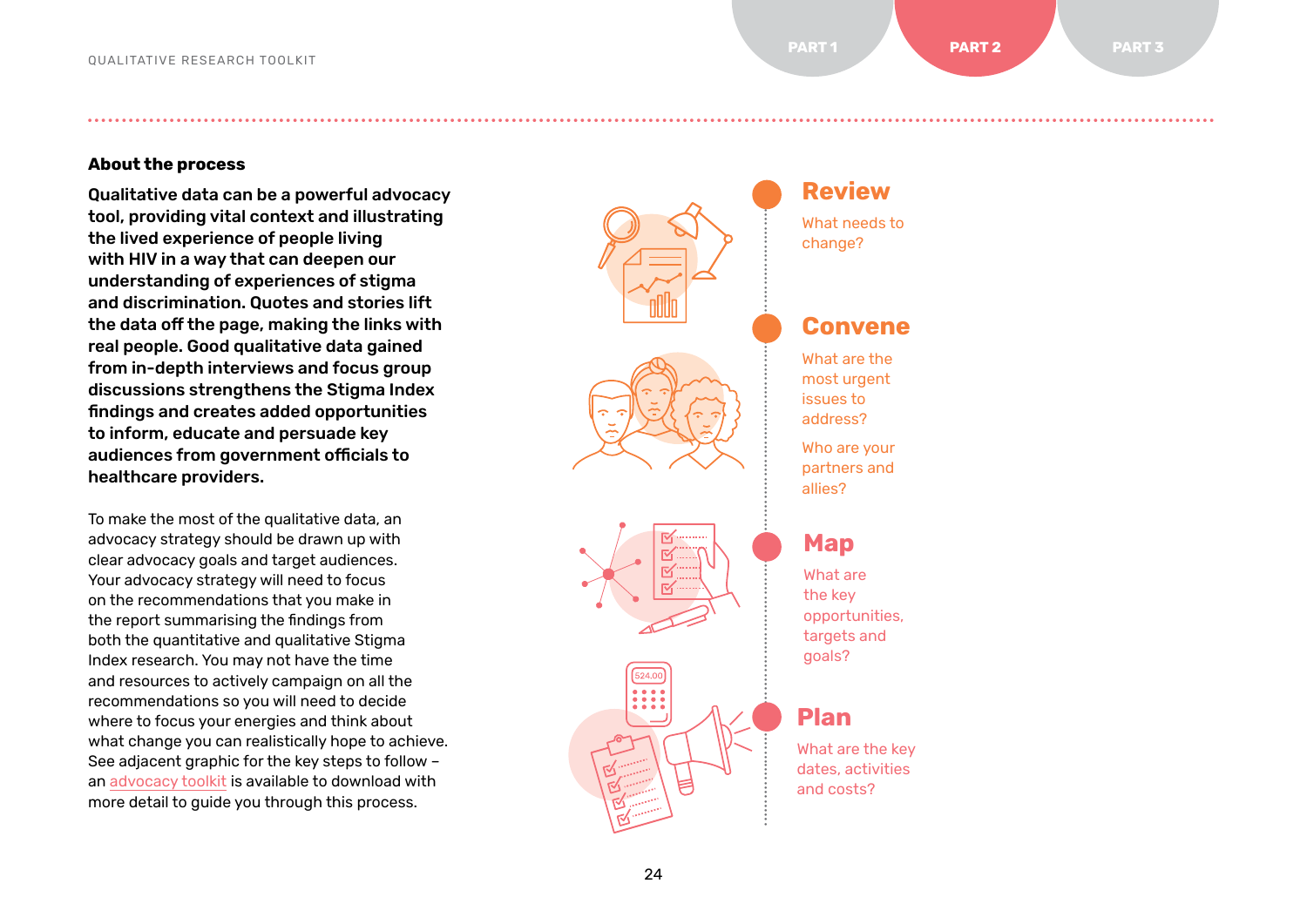## About the process

**Qualitative data can be a powerful advocacy tool, providing vital context and illustrating the lived experience of people living with HIV in a way that can deepen our understanding of experiences of stigma and discrimination. Quotes and stories lift the data off the page, making the links with real people. Good qualitative data gained from in-depth interviews and focus group discussions strengthens the Stigma Index findings and creates added opportunities to inform, educate and persuade key audiences from government officials to healthcare providers.**

To make the most of the qualitative data, an advocacy strategy should be drawn up with clear advocacy goals and target audiences. Your advocacy strategy will need to focus on the recommendations that you make in the report summarising the findings from both the quantitative and qualitative Stigma Index research. You may not have the time and resources to actively campaign on all the recommendations so you will need to decide where to focus your energies and think about what change you can realistically hope to achieve. See adjacent graphic for the key steps to follow – an advocacy toolkit is available to download with more detail to guide you through this process.

### Review

What needs to change?

### Convene

What are the most urgent issues to address?

Who are your partners and allies?

### Map

What are the key opportunities, targets and goals?

### Plan

What are the key dates, activities and costs?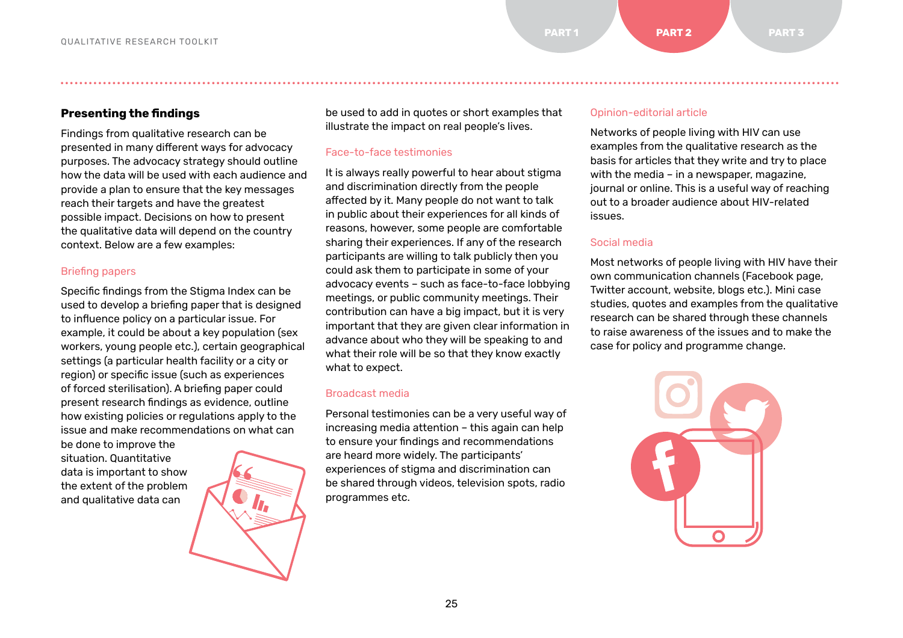## Presenting the findings

Findings from qualitative research can be presented in many different ways for advocacy purposes. The advocacy strategy should outline how the data will be used with each audience and provide a plan to ensure that the key messages reach their targets and have the greatest possible impact. Decisions on how to present the qualitative data will depend on the country context. Below are a few examples:

### Briefing papers

Specific findings from the Stigma Index can be used to develop a briefing paper that is designed to influence policy on a particular issue. For example, it could be about a key population (sex workers, young people etc.), certain geographical settings (a particular health facility or a city or region) or specific issue (such as experiences of forced sterilisation). A briefing paper could present research findings as evidence, outline how existing policies or regulations apply to the issue and make recommendations on what can be done to improve the situation. Quantitative data is important to show the extent of the problem and qualitative data can be used to add in quotes or short examples that illustrate the impact on real people's lives.

### Face-to-face testimonies

It is always really powerful to hear about stigma and discrimination directly from the people affected by it. Many people do not want to talk in public about their experiences for all kinds of reasons, however, some people are comfortable sharing their experiences. If any of the research participants are willing to talk publicly then you could ask them to participate in some of your advocacy events – such as face-to-face lobbying meetings, or public community meetings. Their contribution can have a big impact, but it is very important that they are given clear information in advance about who they will be speaking to and what their role will be so that they know exactly what to expect.

### Broadcast media

Personal testimonies can be a very useful way of increasing media attention – this again can help to ensure your findings and recommendations are heard more widely. The participants' experiences of stigma and discrimination can be shared through videos, television spots, radio programmes etc.

### Opinion-editorial article

Networks of people living with HIV can use examples from the qualitative research as the basis for articles that they write and try to place with the media – in a newspaper, magazine, journal or online. This is a useful way of reaching out to a broader audience about HIV-related issues.

### Social media

Most networks of people living with HIV have their own communication channels (Facebook page, Twitter account, website, blogs etc.). Mini case studies, quotes and examples from the qualitative research can be shared through these channels to raise awareness of the issues and to make the case for policy and programme change.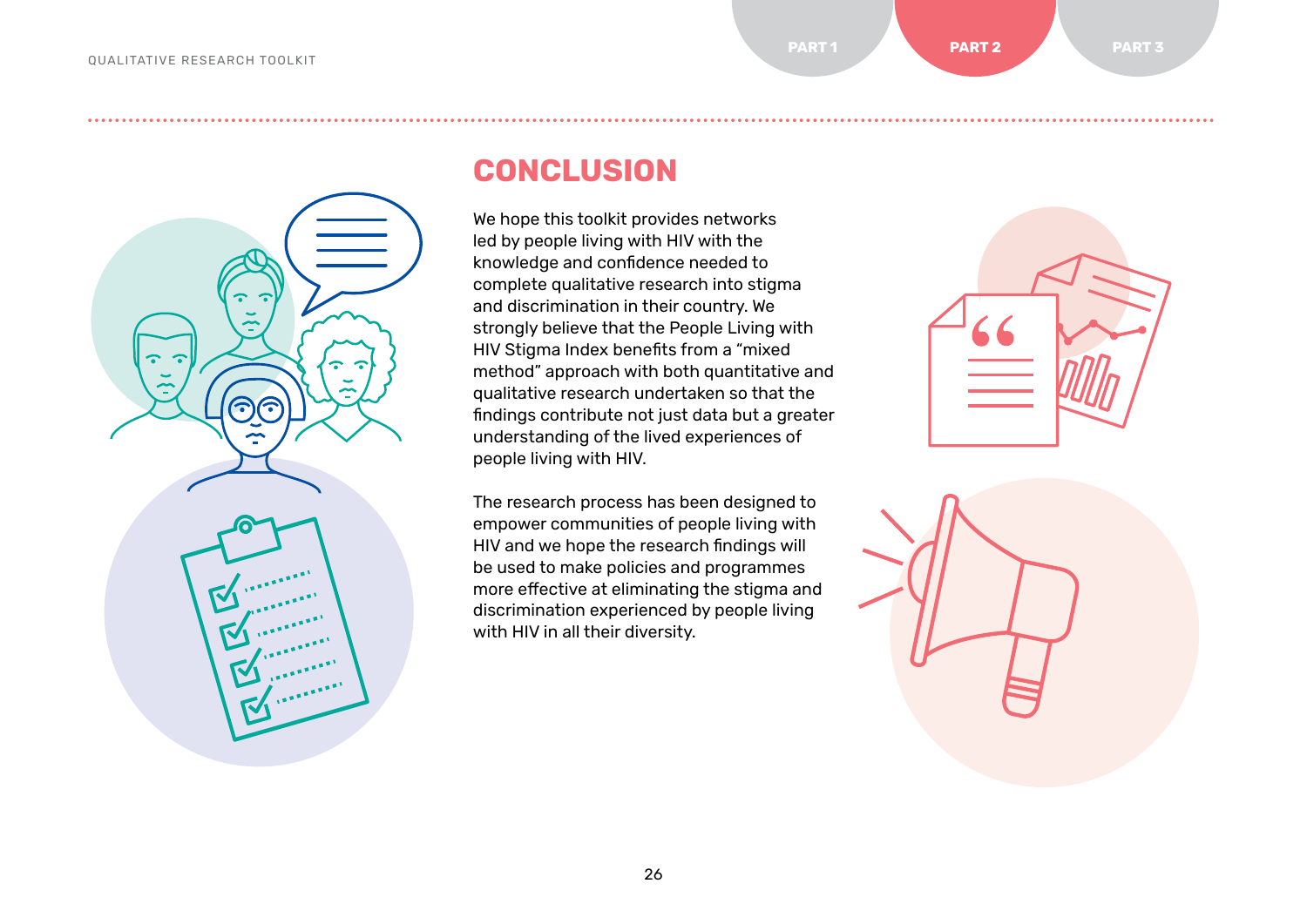# CONCLUSION

We hope this toolkit provides networks led by people living with HIV with the knowledge and confidence needed to complete qualitative research into stigma and discrimination in their country. We strongly believe that the People Living with HIV Stigma Index benefits from a "mixed method" approach with both quantitative and qualitative research undertaken so that the findings contribute not just data but a greater understanding of the lived experiences of people living with HIV.

The research process has been designed to empower communities of people living with HIV and we hope the research findings will be used to make policies and programmes more effective at eliminating the stigma and discrimination experienced by people living with HIV in all their diversity.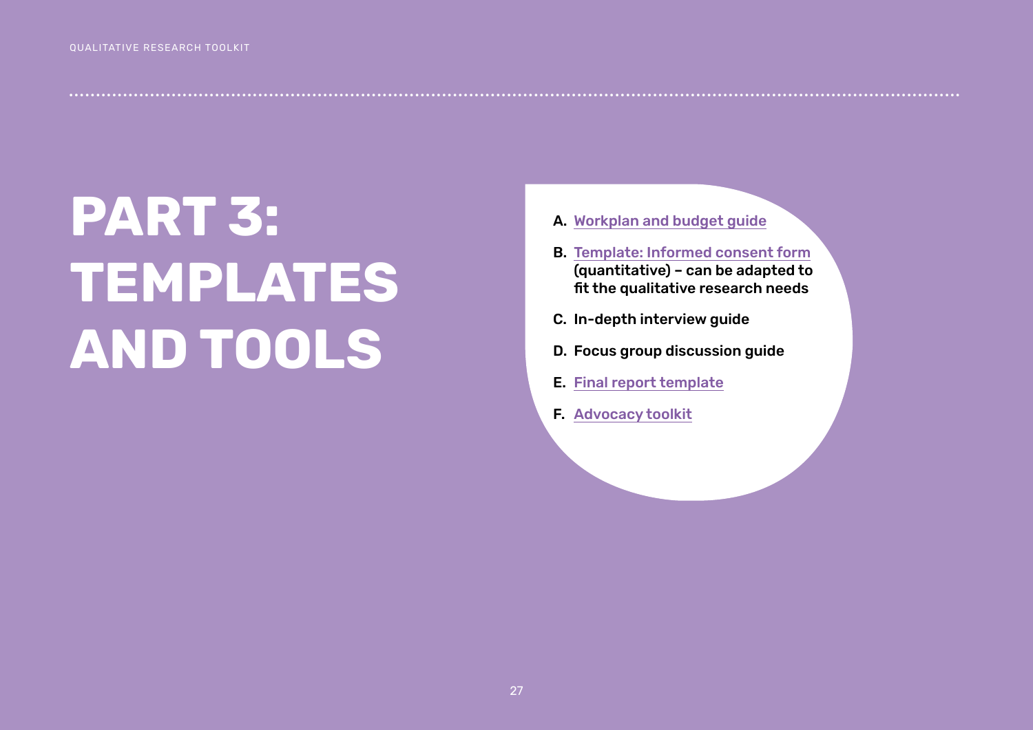# PART 3: TEMPLATES AND TOOLS

A. Workplan and budget guide
B. Template: Informed consent form (quantitative) – can be adapted to fit the qualitative research needs
C. In-depth interview guide
D. Focus group discussion guide
E. Final report template
F. Advocacy toolkit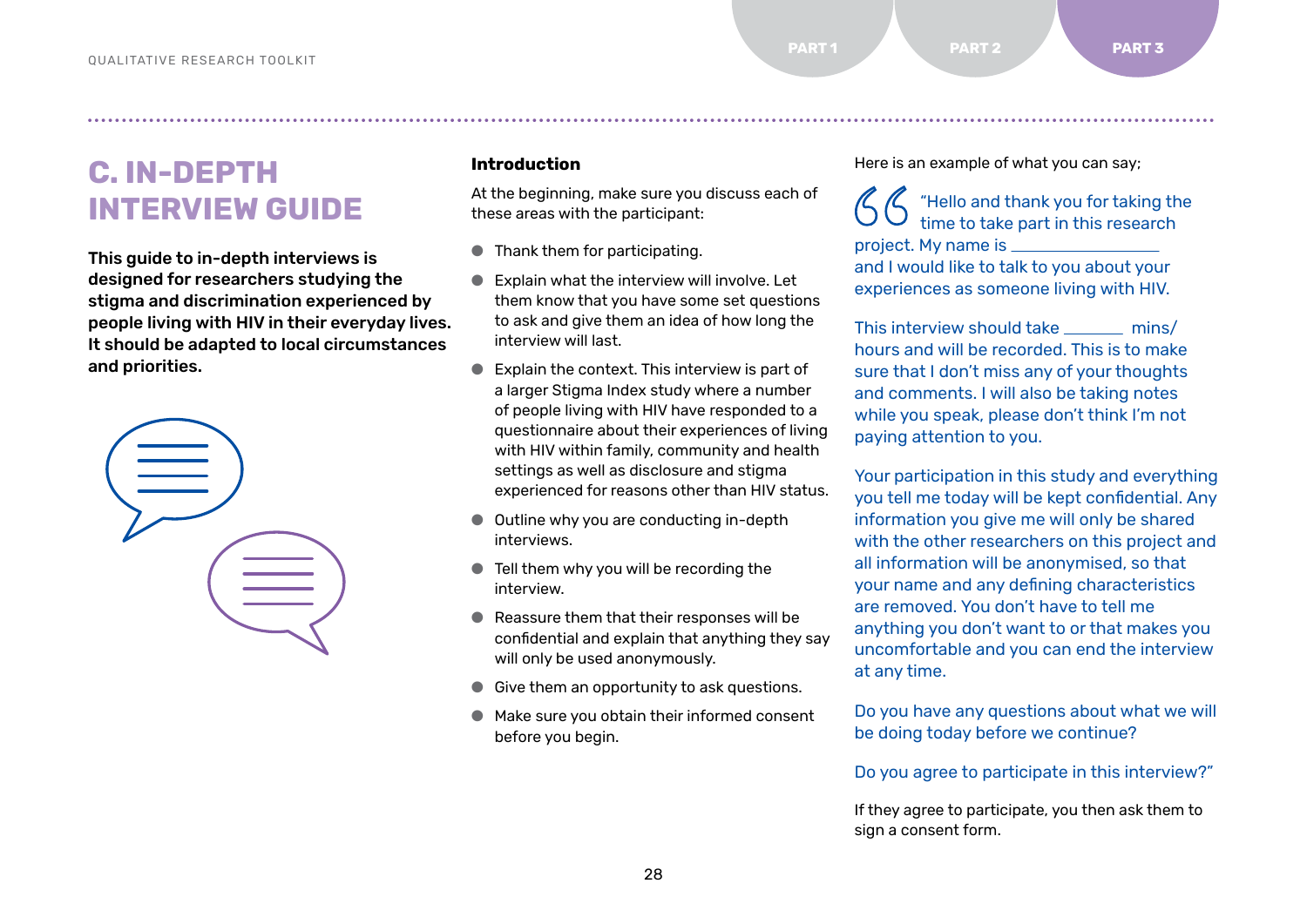# C. IN-DEPTH INTERVIEW GUIDE

**This guide to in-depth interviews is designed for researchers studying the stigma and discrimination experienced by people living with HIV in their everyday lives. It should be adapted to local circumstances and priorities.**

### Introduction

At the beginning, make sure you discuss each of these areas with the participant:

- Thank them for participating.
- Explain what the interview will involve. Let them know that you have some set questions to ask and give them an idea of how long the interview will last.
- Explain the context. This interview is part of a larger Stigma Index study where a number of people living with HIV have responded to a questionnaire about their experiences of living with HIV within family, community and health settings as well as disclosure and stigma experienced for reasons other than HIV status.
- Outline why you are conducting in-depth interviews.
- Tell them why you will be recording the interview.
- Reassure them that their responses will be confidential and explain that anything they say will only be used anonymously.
- Give them an opportunity to ask questions.
- Make sure you obtain their informed consent before you begin.

Here is an example of what you can say;

> "Hello and thank you for taking the time to take part in this research project. My name is ________________ and I would like to talk to you about your experiences as someone living with HIV.
>
> This interview should take ________ mins/hours and will be recorded. This is to make sure that I don't miss any of your thoughts and comments. I will also be taking notes while you speak, please don't think I'm not paying attention to you.
>
> Your participation in this study and everything you tell me today will be kept confidential. Any information you give me will only be shared with the other researchers on this project and all information will be anonymised, so that your name and any defining characteristics are removed. You don't have to tell me anything you don't want to or that makes you uncomfortable and you can end the interview at any time.
>
> Do you have any questions about what we will be doing today before we continue?
>
> Do you agree to participate in this interview?"

If they agree to participate, you then ask them to sign a consent form.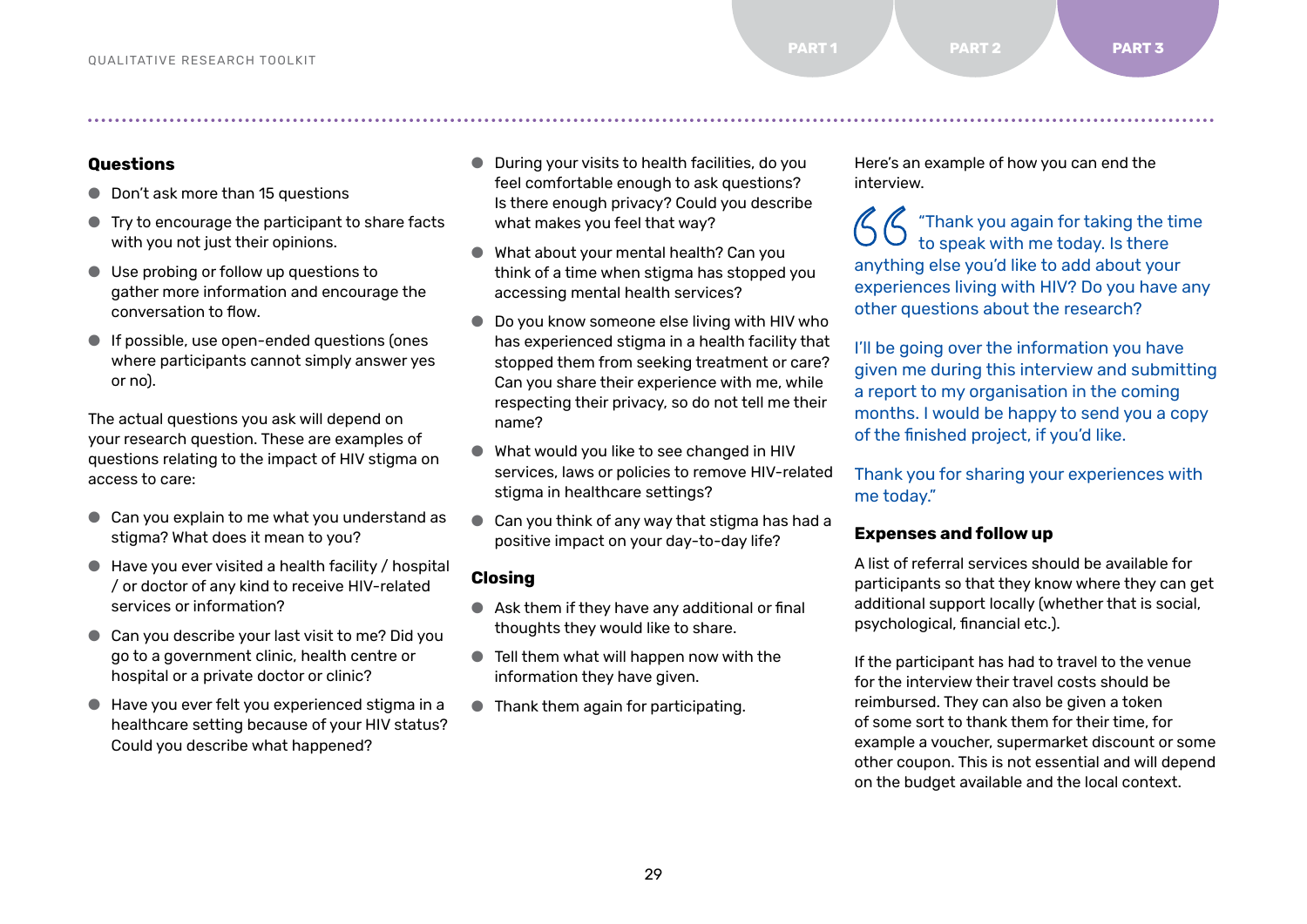## Questions

- Don't ask more than 15 questions
- Try to encourage the participant to share facts with you not just their opinions.
- Use probing or follow up questions to gather more information and encourage the conversation to flow.
- If possible, use open-ended questions (ones where participants cannot simply answer yes or no).

The actual questions you ask will depend on your research question. These are examples of questions relating to the impact of HIV stigma on access to care:

- Can you explain to me what you understand as stigma? What does it mean to you?
- Have you ever visited a health facility / hospital / or doctor of any kind to receive HIV-related services or information?
- Can you describe your last visit to me? Did you go to a government clinic, health centre or hospital or a private doctor or clinic?
- Have you ever felt you experienced stigma in a healthcare setting because of your HIV status? Could you describe what happened?
- During your visits to health facilities, do you feel comfortable enough to ask questions? Is there enough privacy? Could you describe what makes you feel that way?
- What about your mental health? Can you think of a time when stigma has stopped you accessing mental health services?
- Do you know someone else living with HIV who has experienced stigma in a health facility that stopped them from seeking treatment or care? Can you share their experience with me, while respecting their privacy, so do not tell me their name?
- What would you like to see changed in HIV services, laws or policies to remove HIV-related stigma in healthcare settings?
- Can you think of any way that stigma has had a positive impact on your day-to-day life?

## Closing

- Ask them if they have any additional or final thoughts they would like to share.
- Tell them what will happen now with the information they have given.
- Thank them again for participating.

Here's an example of how you can end the interview.

> "Thank you again for taking the time to speak with me today. Is there anything else you'd like to add about your experiences living with HIV? Do you have any other questions about the research?
>
> I'll be going over the information you have given me during this interview and submitting a report to my organisation in the coming months. I would be happy to send you a copy of the finished project, if you'd like.
>
> Thank you for sharing your experiences with me today."

## Expenses and follow up

A list of referral services should be available for participants so that they know where they can get additional support locally (whether that is social, psychological, financial etc.).

If the participant has had to travel to the venue for the interview their travel costs should be reimbursed. They can also be given a token of some sort to thank them for their time, for example a voucher, supermarket discount or some other coupon. This is not essential and will depend on the budget available and the local context.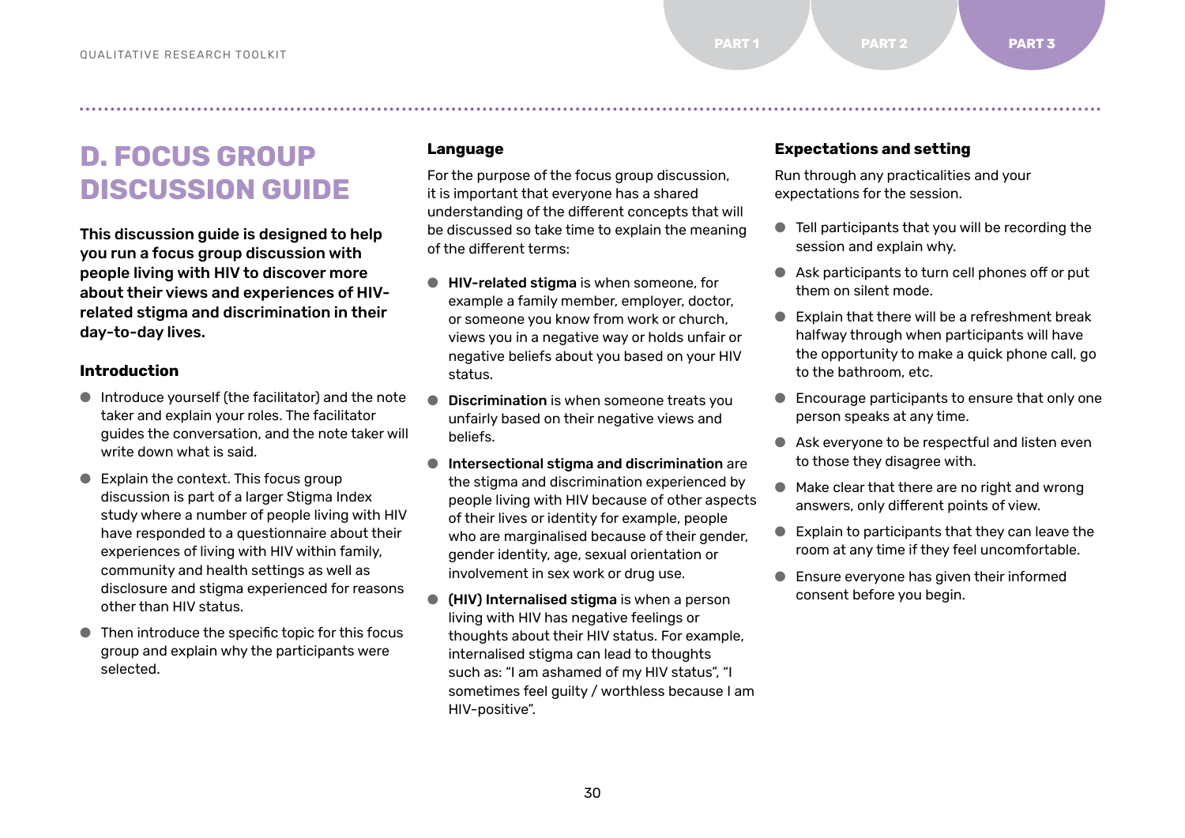# D. FOCUS GROUP DISCUSSION GUIDE

**This discussion guide is designed to help you run a focus group discussion with people living with HIV to discover more about their views and experiences of HIV-related stigma and discrimination in their day-to-day lives.**

### Introduction

- Introduce yourself (the facilitator) and the note taker and explain your roles. The facilitator guides the conversation, and the note taker will write down what is said.
- Explain the context. This focus group discussion is part of a larger Stigma Index study where a number of people living with HIV have responded to a questionnaire about their experiences of living with HIV within family, community and health settings as well as disclosure and stigma experienced for reasons other than HIV status.
- Then introduce the specific topic for this focus group and explain why the participants were selected.

### Language

For the purpose of the focus group discussion, it is important that everyone has a shared understanding of the different concepts that will be discussed so take time to explain the meaning of the different terms:

- **HIV-related stigma** is when someone, for example a family member, employer, doctor, or someone you know from work or church, views you in a negative way or holds unfair or negative beliefs about you based on your HIV status.
- **Discrimination** is when someone treats you unfairly based on their negative views and beliefs.
- **Intersectional stigma and discrimination** are the stigma and discrimination experienced by people living with HIV because of other aspects of their lives or identity for example, people who are marginalised because of their gender, gender identity, age, sexual orientation or involvement in sex work or drug use.
- **(HIV) Internalised stigma** is when a person living with HIV has negative feelings or thoughts about their HIV status. For example, internalised stigma can lead to thoughts such as: "I am ashamed of my HIV status", "I sometimes feel guilty / worthless because I am HIV-positive".

### Expectations and setting

Run through any practicalities and your expectations for the session.

- Tell participants that you will be recording the session and explain why.
- Ask participants to turn cell phones off or put them on silent mode.
- Explain that there will be a refreshment break halfway through when participants will have the opportunity to make a quick phone call, go to the bathroom, etc.
- Encourage participants to ensure that only one person speaks at any time.
- Ask everyone to be respectful and listen even to those they disagree with.
- Make clear that there are no right and wrong answers, only different points of view.
- Explain to participants that they can leave the room at any time if they feel uncomfortable.
- Ensure everyone has given their informed consent before you begin.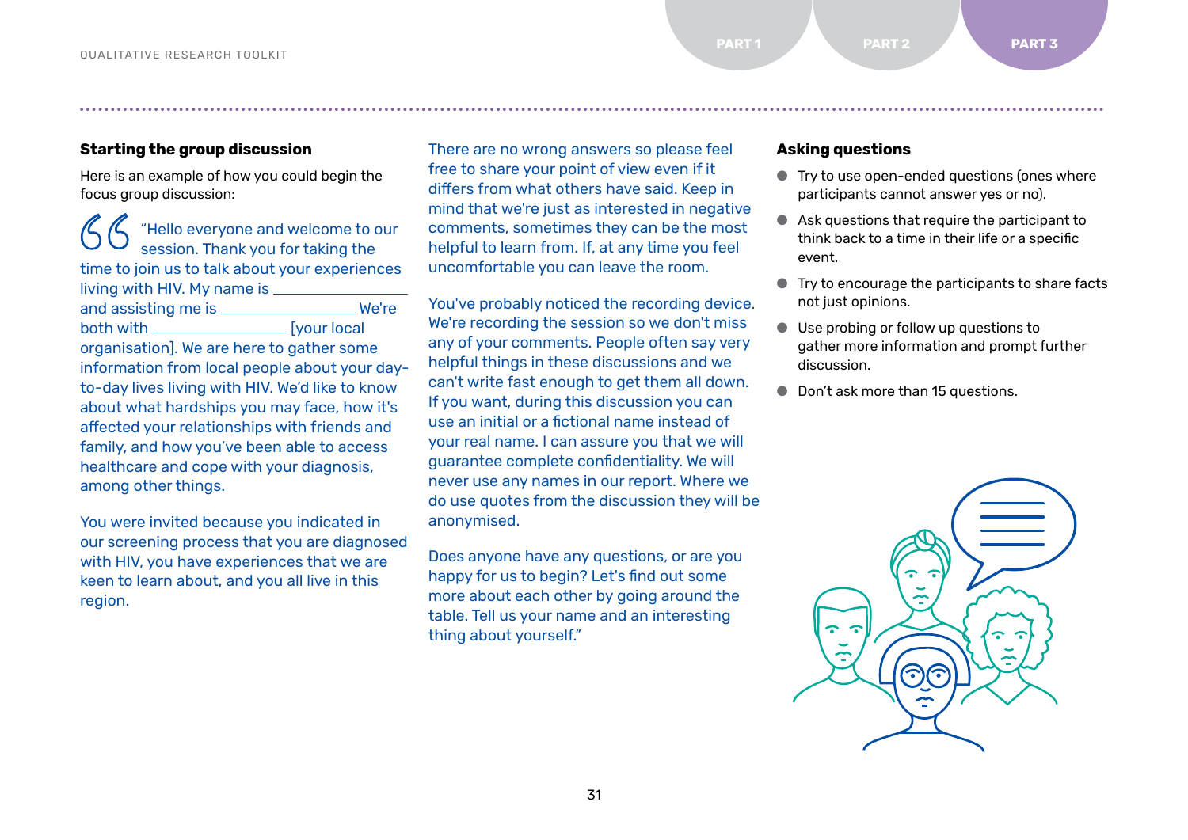### Starting the group discussion

Here is an example of how you could begin the focus group discussion:

> "Hello everyone and welcome to our session. Thank you for taking the time to join us to talk about your experiences living with HIV. My name is ______________ and assisting me is ______________ We're both with ______________ [your local organisation]. We are here to gather some information from local people about your day-to-day lives living with HIV. We'd like to know about what hardships you may face, how it's affected your relationships with friends and family, and how you've been able to access healthcare and cope with your diagnosis, among other things.
>
> You were invited because you indicated in our screening process that you are diagnosed with HIV, you have experiences that we are keen to learn about, and you all live in this region.
>
> There are no wrong answers so please feel free to share your point of view even if it differs from what others have said. Keep in mind that we're just as interested in negative comments, sometimes they can be the most helpful to learn from. If, at any time you feel uncomfortable you can leave the room.
>
> You've probably noticed the recording device. We're recording the session so we don't miss any of your comments. People often say very helpful things in these discussions and we can't write fast enough to get them all down. If you want, during this discussion you can use an initial or a fictional name instead of your real name. I can assure you that we will guarantee complete confidentiality. We will never use any names in our report. Where we do use quotes from the discussion they will be anonymised.
>
> Does anyone have any questions, or are you happy for us to begin? Let's find out some more about each other by going around the table. Tell us your name and an interesting thing about yourself."

### Asking questions

- Try to use open-ended questions (ones where participants cannot answer yes or no).
- Ask questions that require the participant to think back to a time in their life or a specific event.
- Try to encourage the participants to share facts not just opinions.
- Use probing or follow up questions to gather more information and prompt further discussion.
- Don't ask more than 15 questions.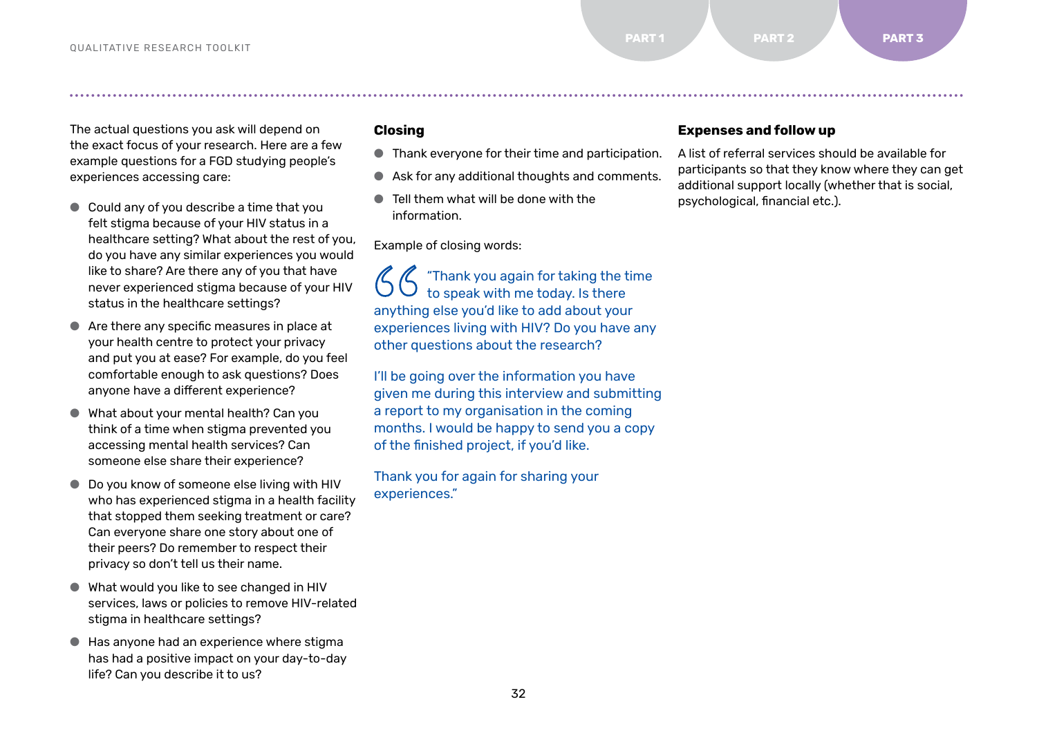The actual questions you ask will depend on the exact focus of your research. Here are a few example questions for a FGD studying people's experiences accessing care:

- Could any of you describe a time that you felt stigma because of your HIV status in a healthcare setting? What about the rest of you, do you have any similar experiences you would like to share? Are there any of you that have never experienced stigma because of your HIV status in the healthcare settings?
- Are there any specific measures in place at your health centre to protect your privacy and put you at ease? For example, do you feel comfortable enough to ask questions? Does anyone have a different experience?
- What about your mental health? Can you think of a time when stigma prevented you accessing mental health services? Can someone else share their experience?
- Do you know of someone else living with HIV who has experienced stigma in a health facility that stopped them seeking treatment or care? Can everyone share one story about one of their peers? Do remember to respect their privacy so don't tell us their name.
- What would you like to see changed in HIV services, laws or policies to remove HIV-related stigma in healthcare settings?
- Has anyone had an experience where stigma has had a positive impact on your day-to-day life? Can you describe it to us?

### Closing

- Thank everyone for their time and participation.
- Ask for any additional thoughts and comments.
- Tell them what will be done with the information.

Example of closing words:

> "Thank you again for taking the time to speak with me today. Is there anything else you'd like to add about your experiences living with HIV? Do you have any other questions about the research?
>
> I'll be going over the information you have given me during this interview and submitting a report to my organisation in the coming months. I would be happy to send you a copy of the finished project, if you'd like.
>
> Thank you for again for sharing your experiences."

### Expenses and follow up

A list of referral services should be available for participants so that they know where they can get additional support locally (whether that is social, psychological, financial etc.).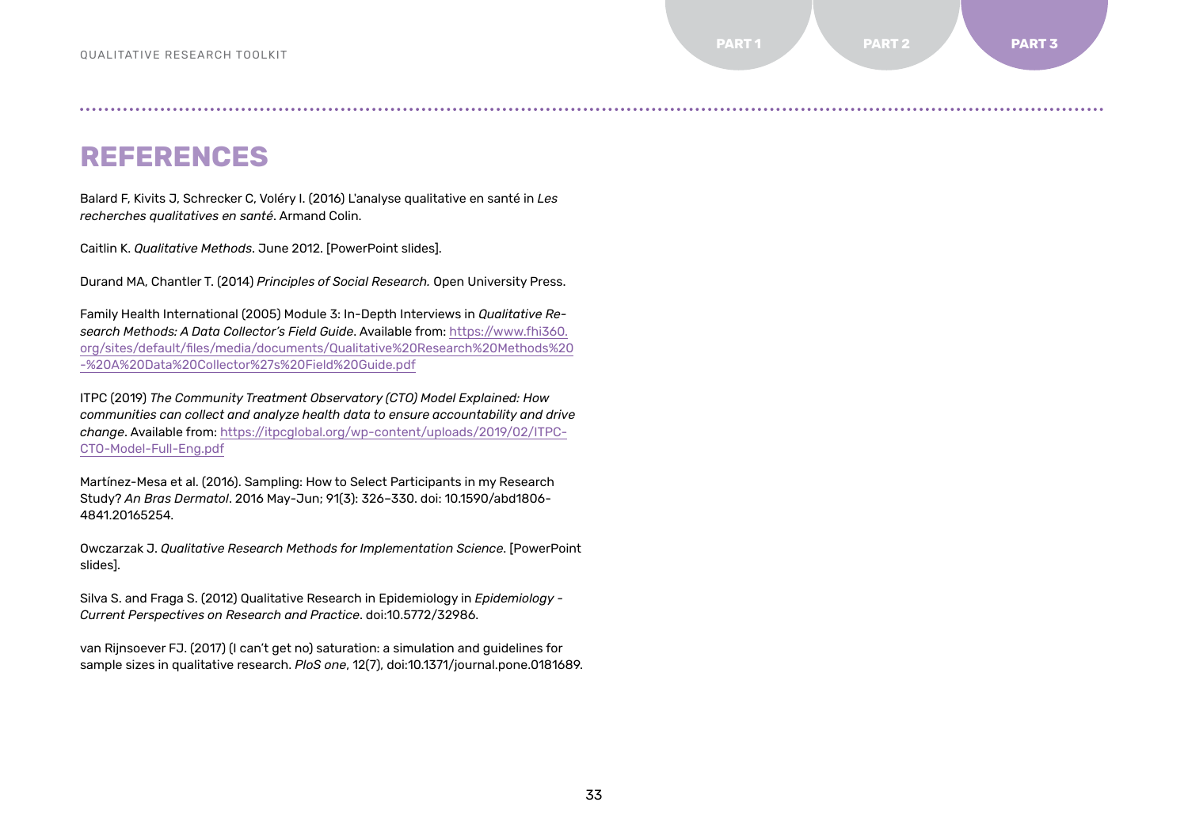# REFERENCES

Balard F, Kivits J, Schrecker C, Voléry I. (2016) L'analyse qualitative en santé in *Les recherches qualitatives en santé*. Armand Colin.

Caitlin K. *Qualitative Methods*. June 2012. [PowerPoint slides].

Durand MA, Chantler T. (2014) *Principles of Social Research.* Open University Press.

Family Health International (2005) Module 3: In-Depth Interviews in *Qualitative Research Methods: A Data Collector's Field Guide*. Available from: https://www.fhi360.org/sites/default/files/media/documents/Qualitative%20Research%20Methods%20-%20A%20Data%20Collector%27s%20Field%20Guide.pdf

ITPC (2019) *The Community Treatment Observatory (CTO) Model Explained: How communities can collect and analyze health data to ensure accountability and drive change*. Available from: https://itpcglobal.org/wp-content/uploads/2019/02/ITPC-CTO-Model-Full-Eng.pdf

Martínez-Mesa et al. (2016). Sampling: How to Select Participants in my Research Study? *An Bras Dermatol*. 2016 May-Jun; 91(3): 326–330. doi: 10.1590/abd1806-4841.20165254.

Owczarzak J. *Qualitative Research Methods for Implementation Science*. [PowerPoint slides].

Silva S. and Fraga S. (2012) Qualitative Research in Epidemiology in *Epidemiology - Current Perspectives on Research and Practice*. doi:10.5772/32986.

van Rijnsoever FJ. (2017) (I can't get no) saturation: a simulation and guidelines for sample sizes in qualitative research. *PloS one*, 12(7), doi:10.1371/journal.pone.0181689.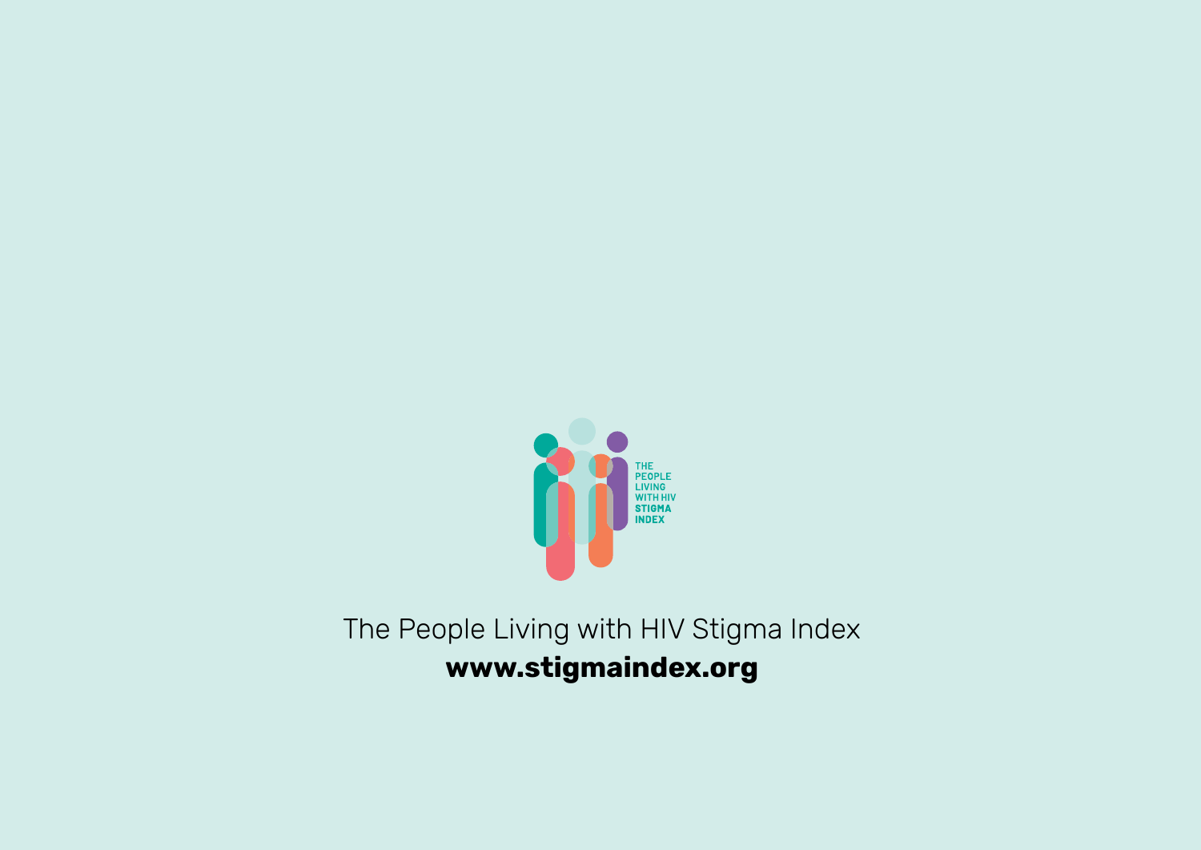The People Living with HIV Stigma Index

**www.stigmaindex.org**